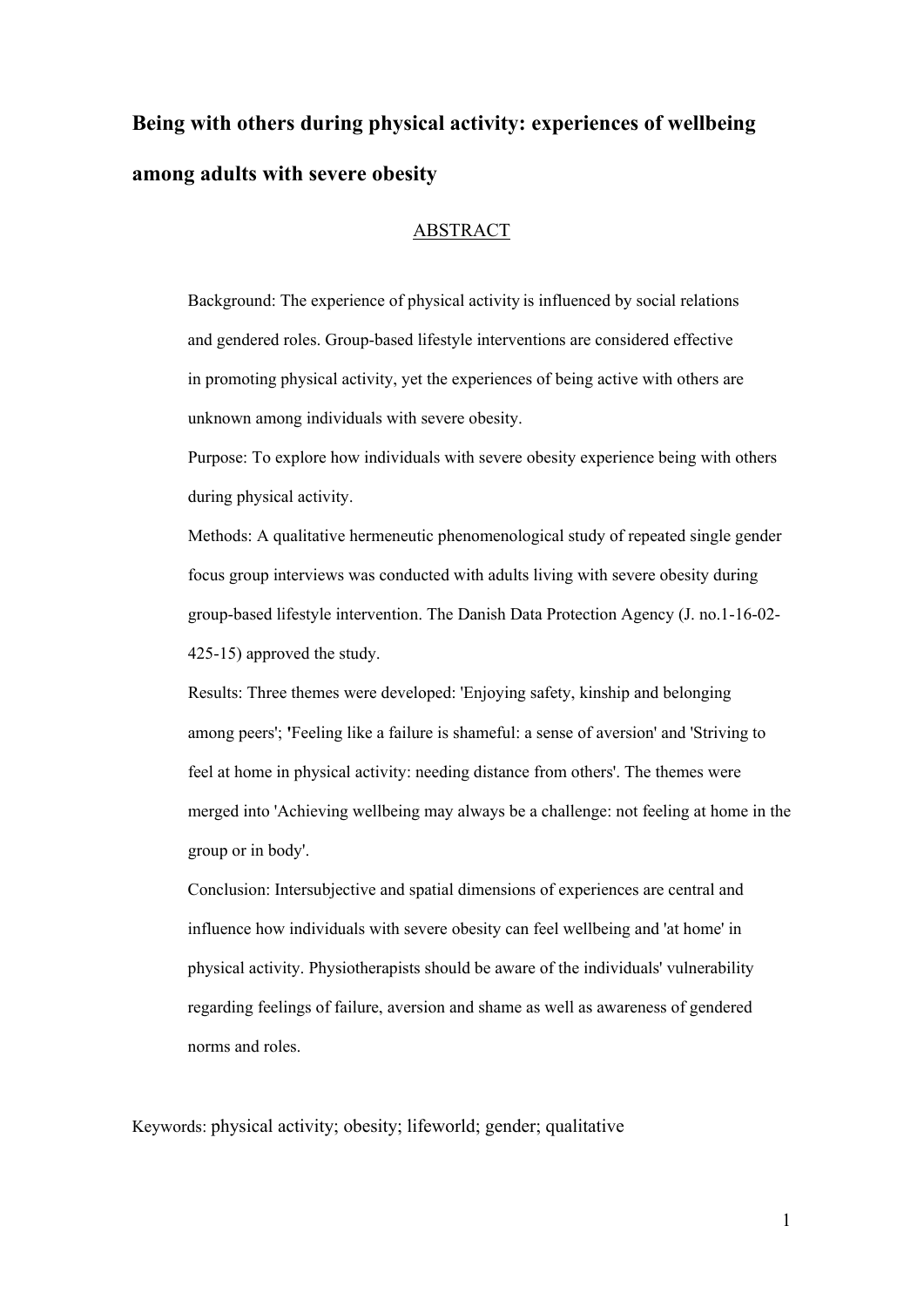# Being with others during physical activity: experiences of wellbeing among adults with severe obesity

## ABSTRACT

Background: The experience of physical activity is influenced by social relations and gendered roles. Group-based lifestyle interventions are considered effective in promoting physical activity, yet the experiences of being active with others are unknown among individuals with severe obesity.

Purpose: To explore how individuals with severe obesity experience being with others during physical activity.

Methods: A qualitative hermeneutic phenomenological study of repeated single gender focus group interviews was conducted with adults living with severe obesity during group-based lifestyle intervention. The Danish Data Protection Agency (J. no.1-16-02-425-15) approved the study.

Results: Three themes were developed: 'Enjoying safety, kinship and belonging among peers'; **'**Feeling like a failure is shameful: a sense of aversion' and 'Striving to feel at home in physical activity: needing distance from others'. The themes were merged into 'Achieving wellbeing may always be a challenge: not feeling at home in the group or in body'.

Conclusion: Intersubjective and spatial dimensions of experiences are central and influence how individuals with severe obesity can feel wellbeing and 'at home' in physical activity. Physiotherapists should be aware of the individuals' vulnerability regarding feelings of failure, aversion and shame as well as awareness of gendered norms and roles.

Keywords: physical activity; obesity; lifeworld; gender; qualitative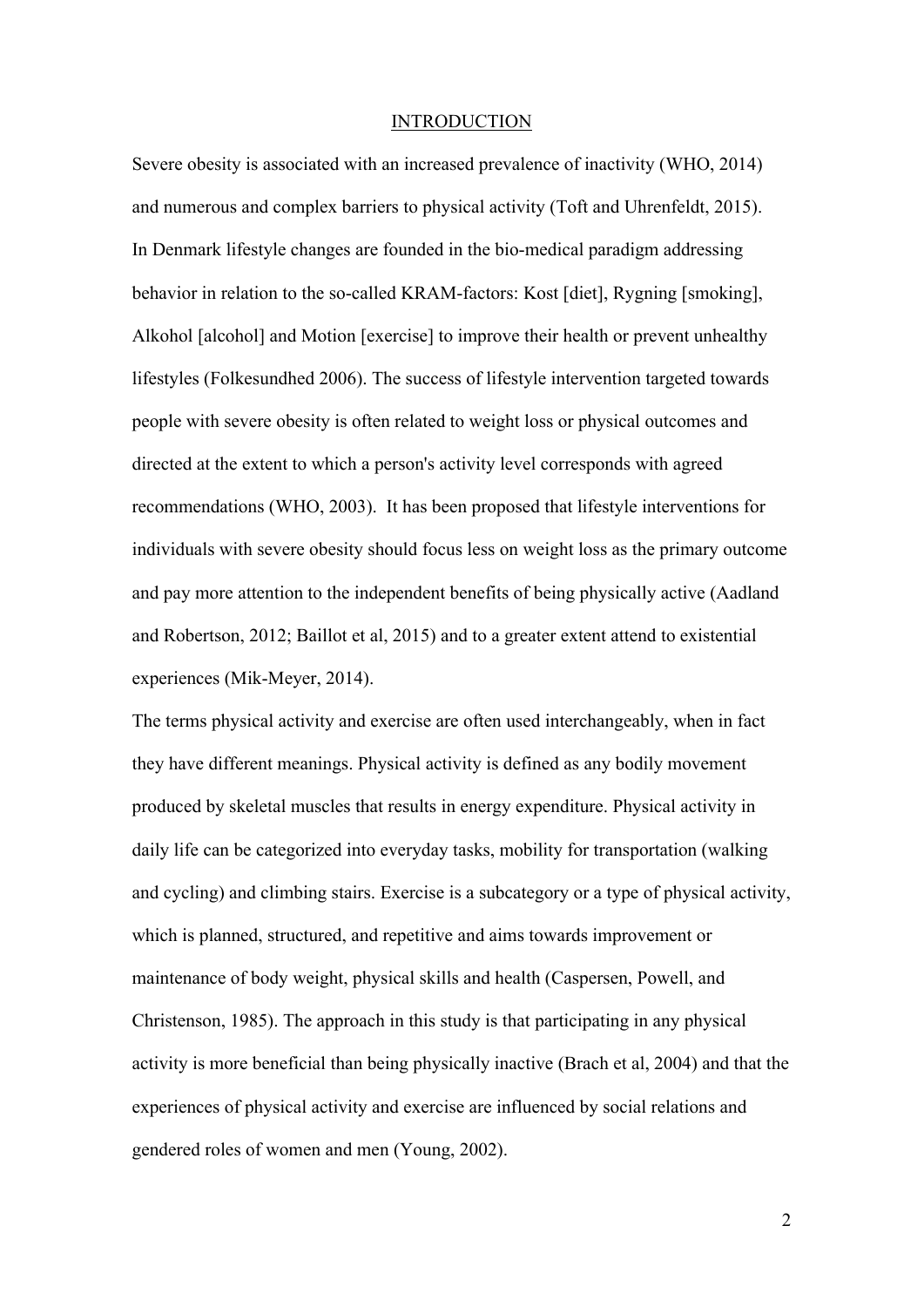## INTRODUCTION

Severe obesity is associated with an increased prevalence of inactivity (WHO, 2014) and numerous and complex barriers to physical activity (Toft and Uhrenfeldt, 2015). In Denmark lifestyle changes are founded in the bio-medical paradigm addressing behavior in relation to the so-called KRAM-factors: Kost [diet], Rygning [smoking], Alkohol [alcohol] and Motion [exercise] to improve their health or prevent unhealthy lifestyles (Folkesundhed 2006). The success of lifestyle intervention targeted towards people with severe obesity is often related to weight loss or physical outcomes and directed at the extent to which a person's activity level corresponds with agreed recommendations (WHO, 2003). It has been proposed that lifestyle interventions for individuals with severe obesity should focus less on weight loss as the primary outcome and pay more attention to the independent benefits of being physically active (Aadland and Robertson, 2012; Baillot et al, 2015) and to a greater extent attend to existential experiences (Mik-Meyer, 2014).

The terms physical activity and exercise are often used interchangeably, when in fact they have different meanings. Physical activity is defined as any bodily movement produced by skeletal muscles that results in energy expenditure. Physical activity in daily life can be categorized into everyday tasks, mobility for transportation (walking and cycling) and climbing stairs. Exercise is a subcategory or a type of physical activity, which is planned, structured, and repetitive and aims towards improvement or maintenance of body weight, physical skills and health (Caspersen, Powell, and Christenson, 1985). The approach in this study is that participating in any physical activity is more beneficial than being physically inactive (Brach et al, 2004) and that the experiences of physical activity and exercise are influenced by social relations and gendered roles of women and men (Young, 2002).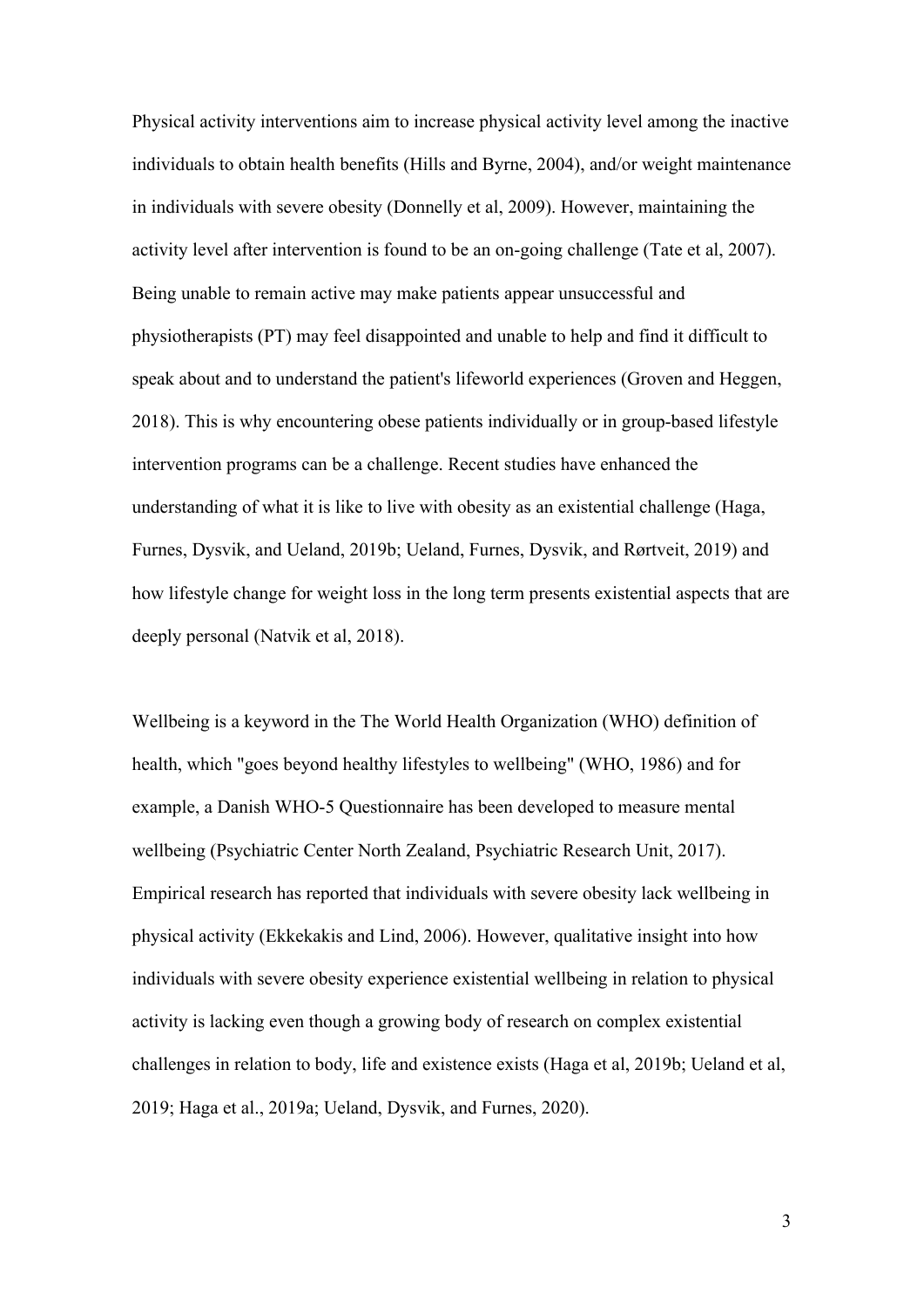Physical activity interventions aim to increase physical activity level among the inactive individuals to obtain health benefits (Hills and Byrne, 2004), and/or weight maintenance in individuals with severe obesity (Donnelly et al, 2009). However, maintaining the activity level after intervention is found to be an on-going challenge (Tate et al, 2007). Being unable to remain active may make patients appear unsuccessful and physiotherapists (PT) may feel disappointed and unable to help and find it difficult to speak about and to understand the patient's lifeworld experiences (Groven and Heggen, 2018). This is why encountering obese patients individually or in group-based lifestyle intervention programs can be a challenge. Recent studies have enhanced the understanding of what it is like to live with obesity as an existential challenge (Haga, Furnes, Dysvik, and Ueland, 2019b; Ueland, Furnes, Dysvik, and Rørtveit, 2019) and how lifestyle change for weight loss in the long term presents existential aspects that are deeply personal (Natvik et al, 2018).

Wellbeing is a keyword in the The World Health Organization (WHO) definition of health, which "goes beyond healthy lifestyles to wellbeing" (WHO, 1986) and for example, a Danish WHO-5 Questionnaire has been developed to measure mental wellbeing (Psychiatric Center North Zealand, Psychiatric Research Unit, 2017). Empirical research has reported that individuals with severe obesity lack wellbeing in physical activity (Ekkekakis and Lind, 2006). However, qualitative insight into how individuals with severe obesity experience existential wellbeing in relation to physical activity is lacking even though a growing body of research on complex existential challenges in relation to body, life and existence exists (Haga et al, 2019b; Ueland et al, 2019; Haga et al., 2019a; Ueland, Dysvik, and Furnes, 2020).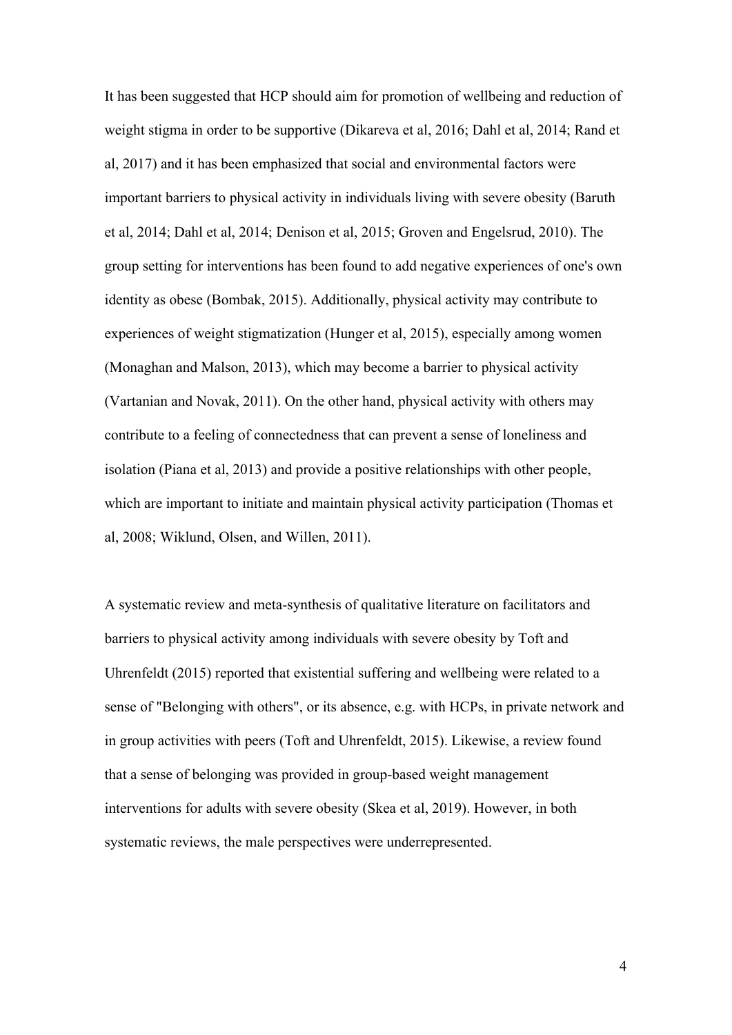It has been suggested that HCP should aim for promotion of wellbeing and reduction of weight stigma in order to be supportive (Dikareva et al, 2016; Dahl et al, 2014; Rand et al, 2017) and it has been emphasized that social and environmental factors were important barriers to physical activity in individuals living with severe obesity (Baruth et al, 2014; Dahl et al, 2014; Denison et al, 2015; Groven and Engelsrud, 2010). The group setting for interventions has been found to add negative experiences of one's own identity as obese (Bombak, 2015). Additionally, physical activity may contribute to experiences of weight stigmatization (Hunger et al, 2015), especially among women (Monaghan and Malson, 2013), which may become a barrier to physical activity (Vartanian and Novak, 2011). On the other hand, physical activity with others may contribute to a feeling of connectedness that can prevent a sense of loneliness and isolation (Piana et al, 2013) and provide a positive relationships with other people, which are important to initiate and maintain physical activity participation (Thomas et al, 2008; Wiklund, Olsen, and Willen, 2011).

A systematic review and meta-synthesis of qualitative literature on facilitators and barriers to physical activity among individuals with severe obesity by Toft and Uhrenfeldt (2015) reported that existential suffering and wellbeing were related to a sense of "Belonging with others", or its absence, e.g. with HCPs, in private network and in group activities with peers (Toft and Uhrenfeldt, 2015). Likewise, a review found that a sense of belonging was provided in group-based weight management interventions for adults with severe obesity (Skea et al, 2019). However, in both systematic reviews, the male perspectives were underrepresented.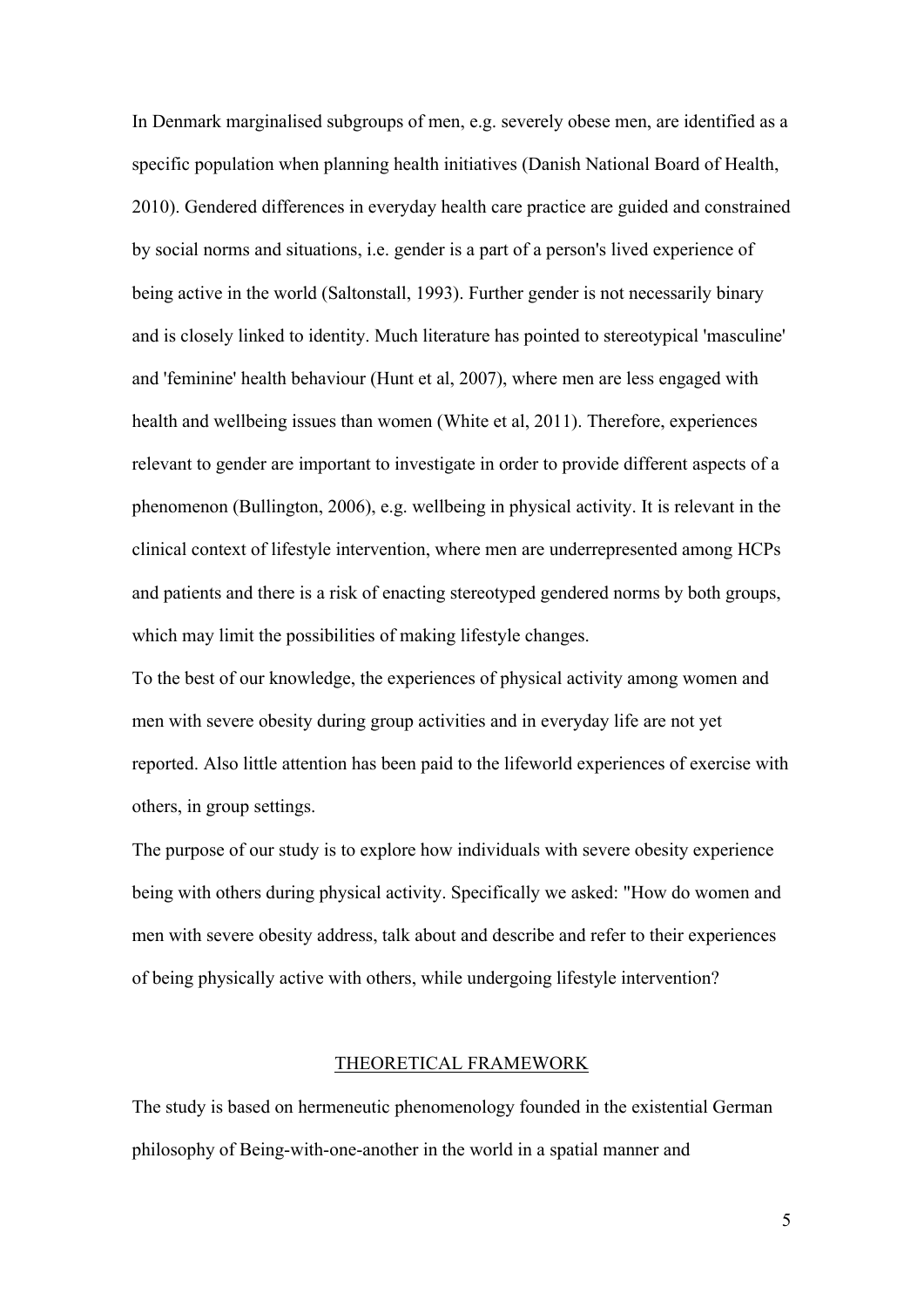In Denmark marginalised subgroups of men, e.g. severely obese men, are identified as a specific population when planning health initiatives (Danish National Board of Health, 2010). Gendered differences in everyday health care practice are guided and constrained by social norms and situations, i.e. gender is a part of a person's lived experience of being active in the world (Saltonstall, 1993). Further gender is not necessarily binary and is closely linked to identity. Much literature has pointed to stereotypical 'masculine' and 'feminine' health behaviour (Hunt et al, 2007), where men are less engaged with health and wellbeing issues than women (White et al, 2011). Therefore, experiences relevant to gender are important to investigate in order to provide different aspects of a phenomenon (Bullington, 2006), e.g. wellbeing in physical activity. It is relevant in the clinical context of lifestyle intervention, where men are underrepresented among HCPs and patients and there is a risk of enacting stereotyped gendered norms by both groups, which may limit the possibilities of making lifestyle changes.

To the best of our knowledge, the experiences of physical activity among women and men with severe obesity during group activities and in everyday life are not yet reported. Also little attention has been paid to the lifeworld experiences of exercise with others, in group settings.

The purpose of our study is to explore how individuals with severe obesity experience being with others during physical activity. Specifically we asked: "How do women and men with severe obesity address, talk about and describe and refer to their experiences of being physically active with others, while undergoing lifestyle intervention?

## THEORETICAL FRAMEWORK

The study is based on hermeneutic phenomenology founded in the existential German philosophy of Being-with-one-another in the world in a spatial manner and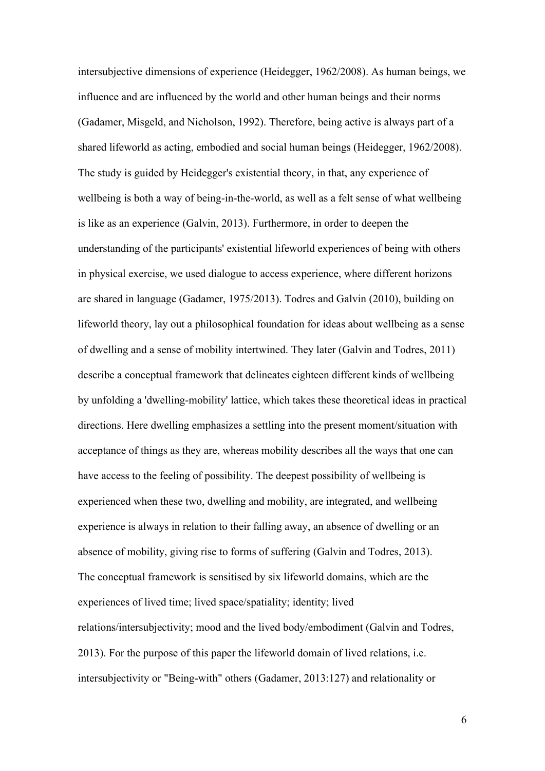intersubjective dimensions of experience (Heidegger, 1962/2008). As human beings, we influence and are influenced by the world and other human beings and their norms (Gadamer, Misgeld, and Nicholson, 1992). Therefore, being active is always part of a shared lifeworld as acting, embodied and social human beings (Heidegger, 1962/2008). The study is guided by Heidegger's existential theory, in that, any experience of wellbeing is both a way of being-in-the-world, as well as a felt sense of what wellbeing is like as an experience (Galvin, 2013). Furthermore, in order to deepen the understanding of the participants' existential lifeworld experiences of being with others in physical exercise, we used dialogue to access experience, where different horizons are shared in language (Gadamer, 1975/2013). Todres and Galvin (2010), building on lifeworld theory, lay out a philosophical foundation for ideas about wellbeing as a sense of dwelling and a sense of mobility intertwined. They later (Galvin and Todres, 2011) describe a conceptual framework that delineates eighteen different kinds of wellbeing by unfolding a 'dwelling-mobility' lattice, which takes these theoretical ideas in practical directions. Here dwelling emphasizes a settling into the present moment/situation with acceptance of things as they are, whereas mobility describes all the ways that one can have access to the feeling of possibility. The deepest possibility of wellbeing is experienced when these two, dwelling and mobility, are integrated, and wellbeing experience is always in relation to their falling away, an absence of dwelling or an absence of mobility, giving rise to forms of suffering (Galvin and Todres, 2013).

The conceptual framework is sensitised by six lifeworld domains, which are the experiences of lived time; lived space/spatiality; identity; lived relations/intersubjectivity; mood and the lived body/embodiment (Galvin and Todres, 2013). For the purpose of this paper the lifeworld domain of lived relations, i.e. intersubjectivity or "Being-with" others (Gadamer, 2013:127) and relationality or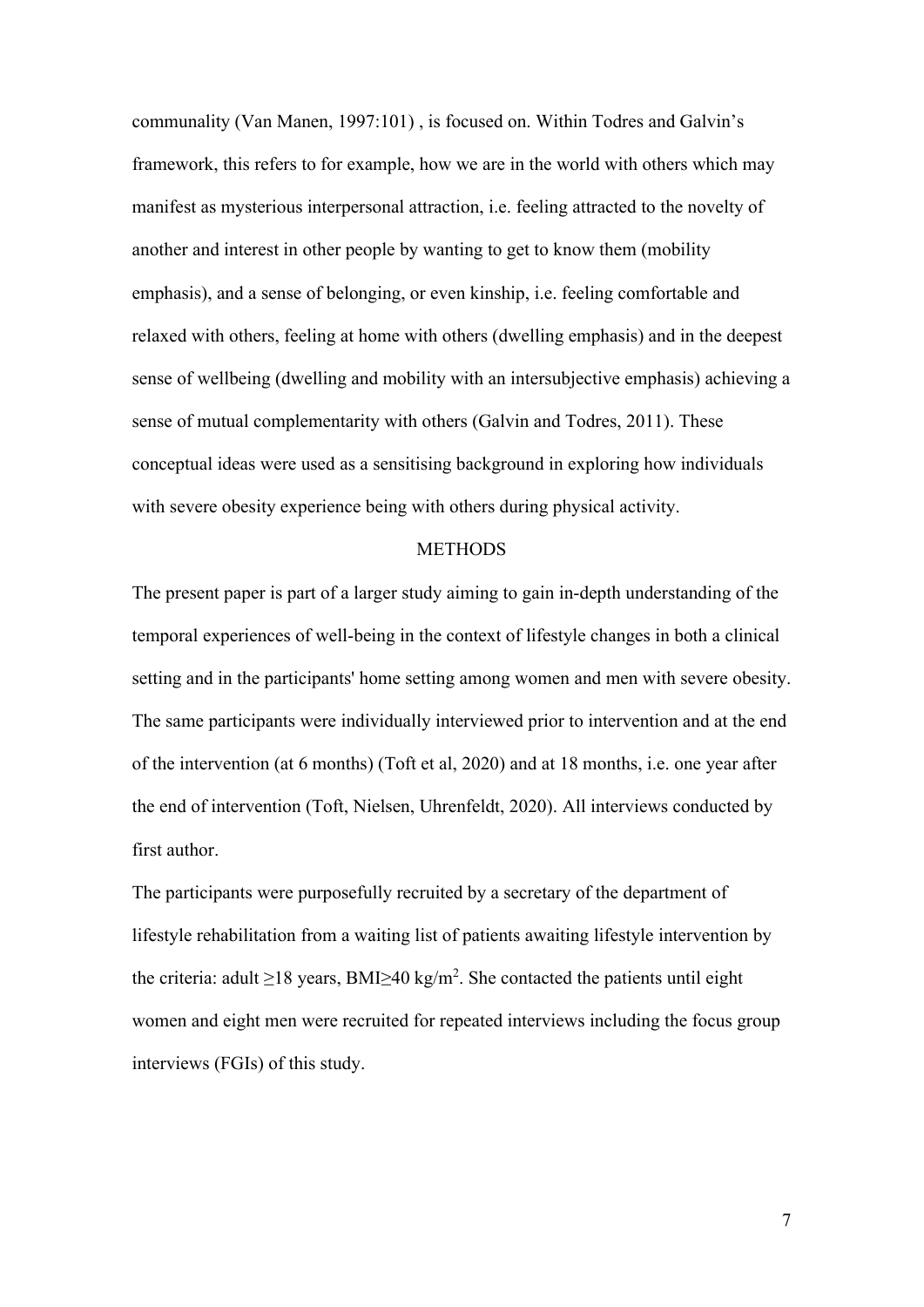communality (Van Manen, 1997:101) , is focused on. Within Todres and Galvin's framework, this refers to for example, how we are in the world with others which may manifest as mysterious interpersonal attraction, i.e. feeling attracted to the novelty of another and interest in other people by wanting to get to know them (mobility emphasis), and a sense of belonging, or even kinship, i.e. feeling comfortable and relaxed with others, feeling at home with others (dwelling emphasis) and in the deepest sense of wellbeing (dwelling and mobility with an intersubjective emphasis) achieving a sense of mutual complementarity with others (Galvin and Todres, 2011). These conceptual ideas were used as a sensitising background in exploring how individuals with severe obesity experience being with others during physical activity.

## METHODS

The present paper is part of a larger study aiming to gain in-depth understanding of the temporal experiences of well-being in the context of lifestyle changes in both a clinical setting and in the participants' home setting among women and men with severe obesity. The same participants were individually interviewed prior to intervention and at the end of the intervention (at 6 months) (Toft et al, 2020) and at 18 months, i.e. one year after the end of intervention (Toft, Nielsen, Uhrenfeldt, 2020). All interviews conducted by first author.

The participants were purposefully recruited by a secretary of the department of lifestyle rehabilitation from a waiting list of patients awaiting lifestyle intervention by the criteria: adult ≥18 years, BMI≥40 kg/m$^2$. She contacted the patients until eight women and eight men were recruited for repeated interviews including the focus group interviews (FGIs) of this study.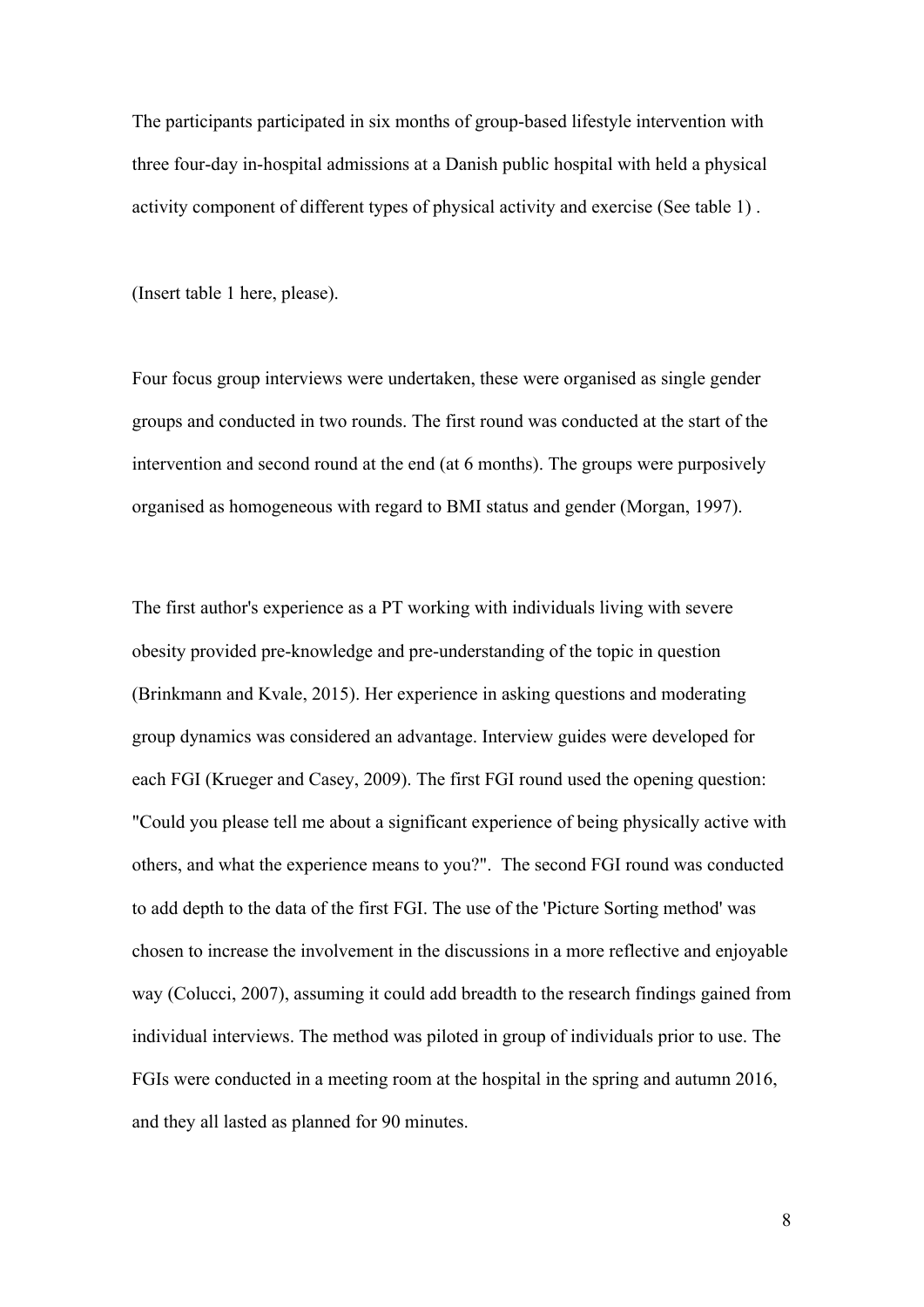The participants participated in six months of group-based lifestyle intervention with three four-day in-hospital admissions at a Danish public hospital with held a physical activity component of different types of physical activity and exercise (See table 1) .

(Insert table 1 here, please).

Four focus group interviews were undertaken, these were organised as single gender groups and conducted in two rounds. The first round was conducted at the start of the intervention and second round at the end (at 6 months). The groups were purposively organised as homogeneous with regard to BMI status and gender (Morgan, 1997).

The first author's experience as a PT working with individuals living with severe obesity provided pre-knowledge and pre-understanding of the topic in question (Brinkmann and Kvale, 2015). Her experience in asking questions and moderating group dynamics was considered an advantage. Interview guides were developed for each FGI (Krueger and Casey, 2009). The first FGI round used the opening question: "Could you please tell me about a significant experience of being physically active with others, and what the experience means to you?". The second FGI round was conducted to add depth to the data of the first FGI. The use of the 'Picture Sorting method' was chosen to increase the involvement in the discussions in a more reflective and enjoyable way (Colucci, 2007), assuming it could add breadth to the research findings gained from individual interviews. The method was piloted in group of individuals prior to use. The FGIs were conducted in a meeting room at the hospital in the spring and autumn 2016, and they all lasted as planned for 90 minutes.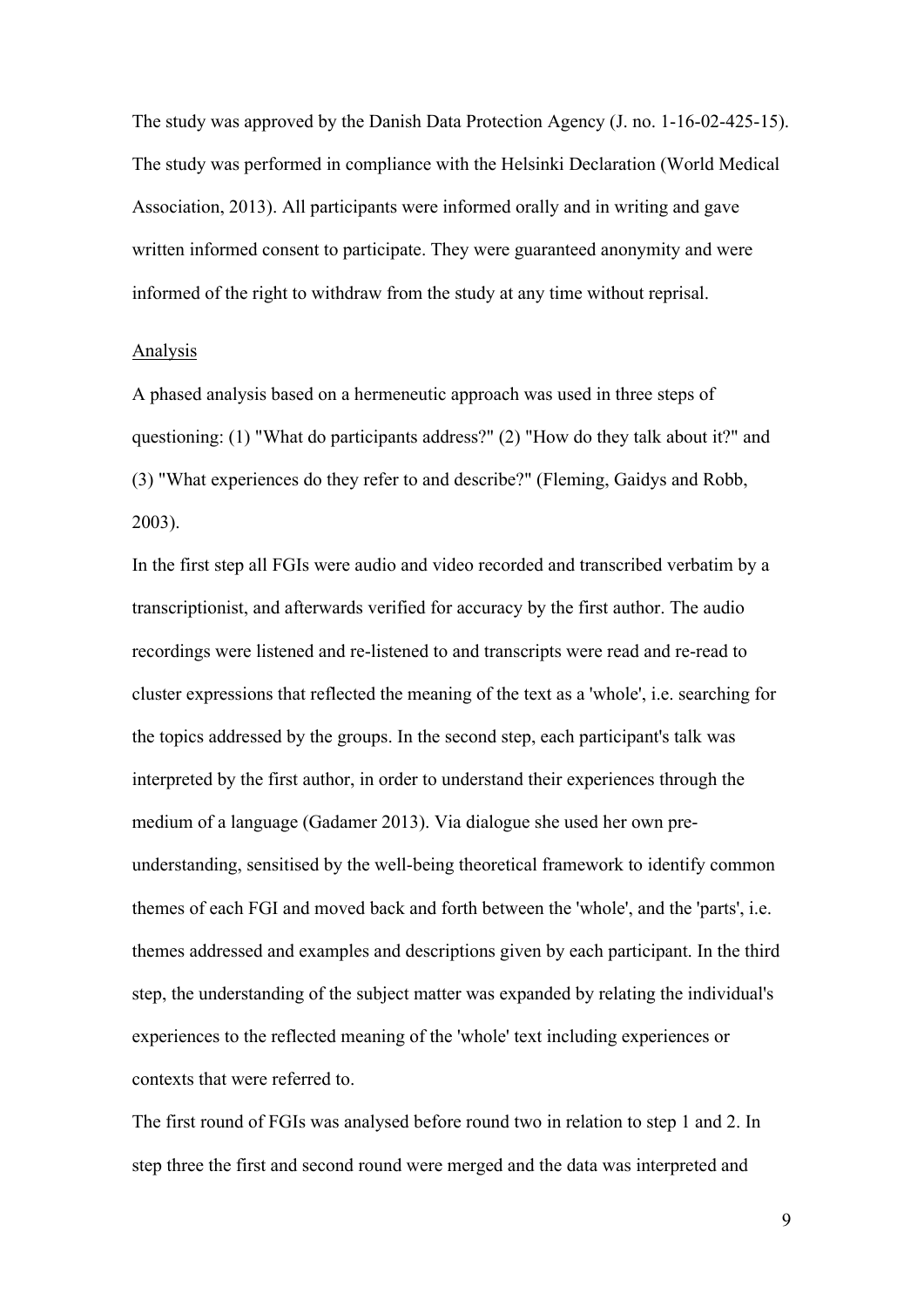The study was approved by the Danish Data Protection Agency (J. no. 1-16-02-425-15). The study was performed in compliance with the Helsinki Declaration (World Medical Association, 2013). All participants were informed orally and in writing and gave written informed consent to participate. They were guaranteed anonymity and were informed of the right to withdraw from the study at any time without reprisal.

## Analysis

A phased analysis based on a hermeneutic approach was used in three steps of questioning: (1) "What do participants address?" (2) "How do they talk about it?" and (3) "What experiences do they refer to and describe?" (Fleming, Gaidys and Robb, 2003).

In the first step all FGIs were audio and video recorded and transcribed verbatim by a transcriptionist, and afterwards verified for accuracy by the first author. The audio recordings were listened and re-listened to and transcripts were read and re-read to cluster expressions that reflected the meaning of the text as a 'whole', i.e. searching for the topics addressed by the groups. In the second step, each participant's talk was interpreted by the first author, in order to understand their experiences through the medium of a language (Gadamer 2013). Via dialogue she used her own pre-understanding, sensitised by the well-being theoretical framework to identify common themes of each FGI and moved back and forth between the 'whole', and the 'parts', i.e. themes addressed and examples and descriptions given by each participant. In the third step, the understanding of the subject matter was expanded by relating the individual's experiences to the reflected meaning of the 'whole' text including experiences or contexts that were referred to.

The first round of FGIs was analysed before round two in relation to step 1 and 2. In step three the first and second round were merged and the data was interpreted and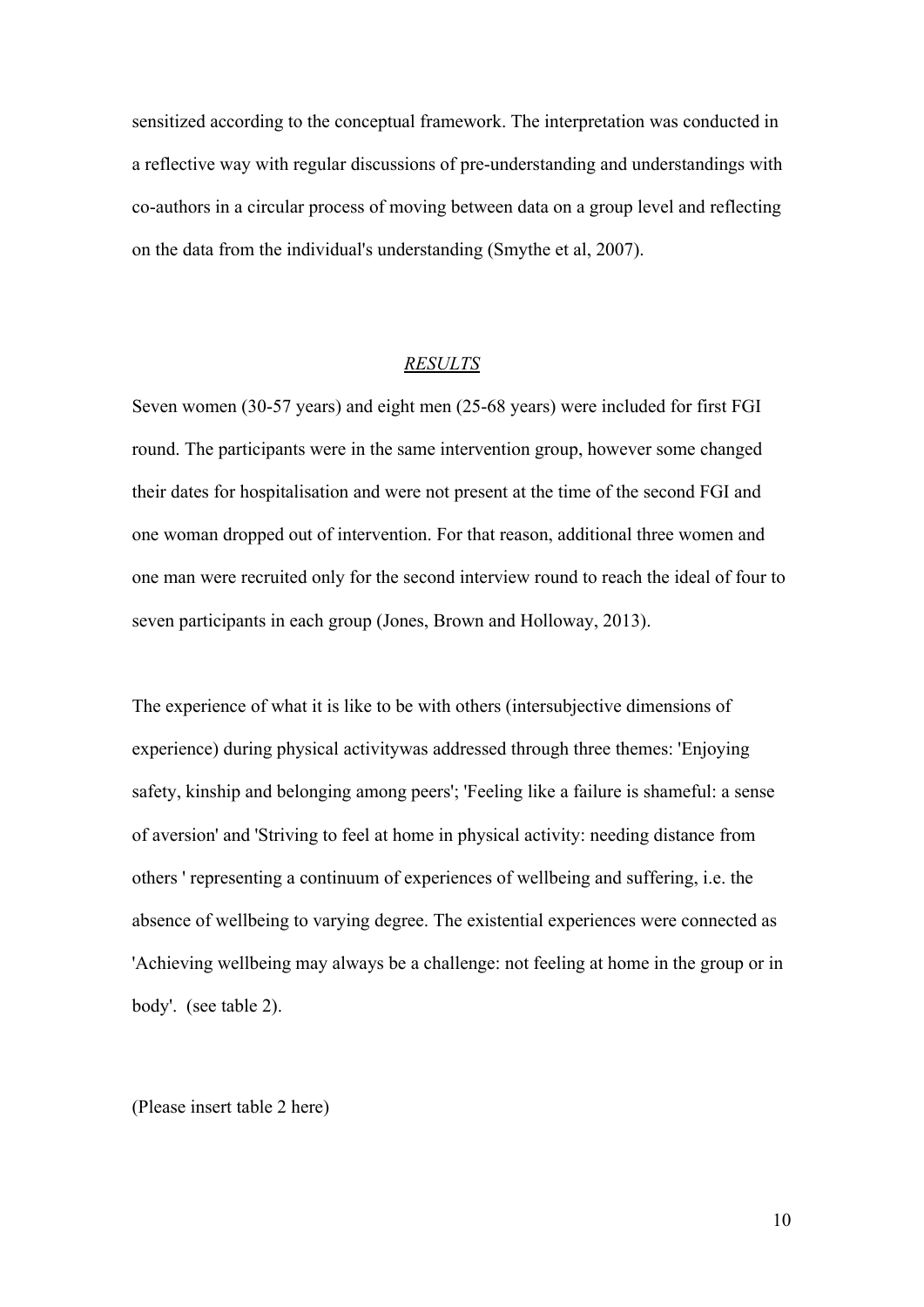sensitized according to the conceptual framework. The interpretation was conducted in a reflective way with regular discussions of pre-understanding and understandings with co-authors in a circular process of moving between data on a group level and reflecting on the data from the individual's understanding (Smythe et al, 2007).

## *RESULTS*

Seven women (30-57 years) and eight men (25-68 years) were included for first FGI round. The participants were in the same intervention group, however some changed their dates for hospitalisation and were not present at the time of the second FGI and one woman dropped out of intervention. For that reason, additional three women and one man were recruited only for the second interview round to reach the ideal of four to seven participants in each group (Jones, Brown and Holloway, 2013).

The experience of what it is like to be with others (intersubjective dimensions of experience) during physical activitywas addressed through three themes: 'Enjoying safety, kinship and belonging among peers'; 'Feeling like a failure is shameful: a sense of aversion' and 'Striving to feel at home in physical activity: needing distance from others ' representing a continuum of experiences of wellbeing and suffering, i.e. the absence of wellbeing to varying degree. The existential experiences were connected as 'Achieving wellbeing may always be a challenge: not feeling at home in the group or in body'. (see table 2).

(Please insert table 2 here)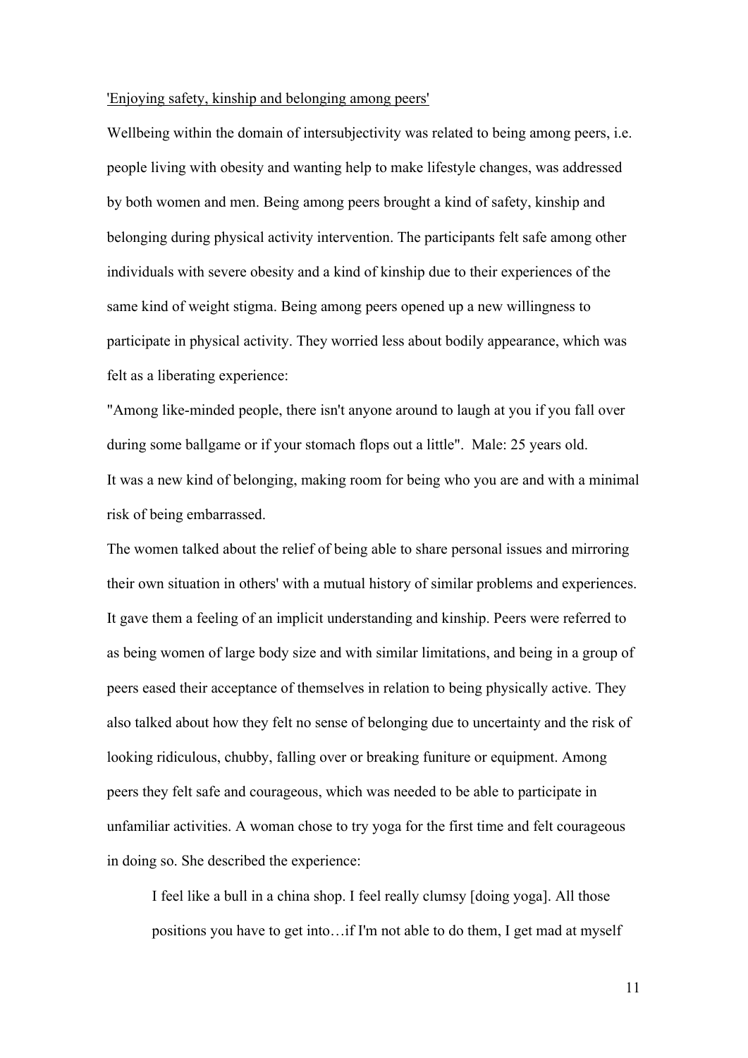<u>'Enjoying safety, kinship and belonging among peers'</u>

Wellbeing within the domain of intersubjectivity was related to being among peers, i.e. people living with obesity and wanting help to make lifestyle changes, was addressed by both women and men. Being among peers brought a kind of safety, kinship and belonging during physical activity intervention. The participants felt safe among other individuals with severe obesity and a kind of kinship due to their experiences of the same kind of weight stigma. Being among peers opened up a new willingness to participate in physical activity. They worried less about bodily appearance, which was felt as a liberating experience:

"Among like-minded people, there isn't anyone around to laugh at you if you fall over during some ballgame or if your stomach flops out a little". Male: 25 years old.

It was a new kind of belonging, making room for being who you are and with a minimal risk of being embarrassed.

The women talked about the relief of being able to share personal issues and mirroring their own situation in others' with a mutual history of similar problems and experiences. It gave them a feeling of an implicit understanding and kinship. Peers were referred to as being women of large body size and with similar limitations, and being in a group of peers eased their acceptance of themselves in relation to being physically active. They also talked about how they felt no sense of belonging due to uncertainty and the risk of looking ridiculous, chubby, falling over or breaking funiture or equipment. Among peers they felt safe and courageous, which was needed to be able to participate in unfamiliar activities. A woman chose to try yoga for the first time and felt courageous in doing so. She described the experience:

> I feel like a bull in a china shop. I feel really clumsy [doing yoga]. All those positions you have to get into…if I'm not able to do them, I get mad at myself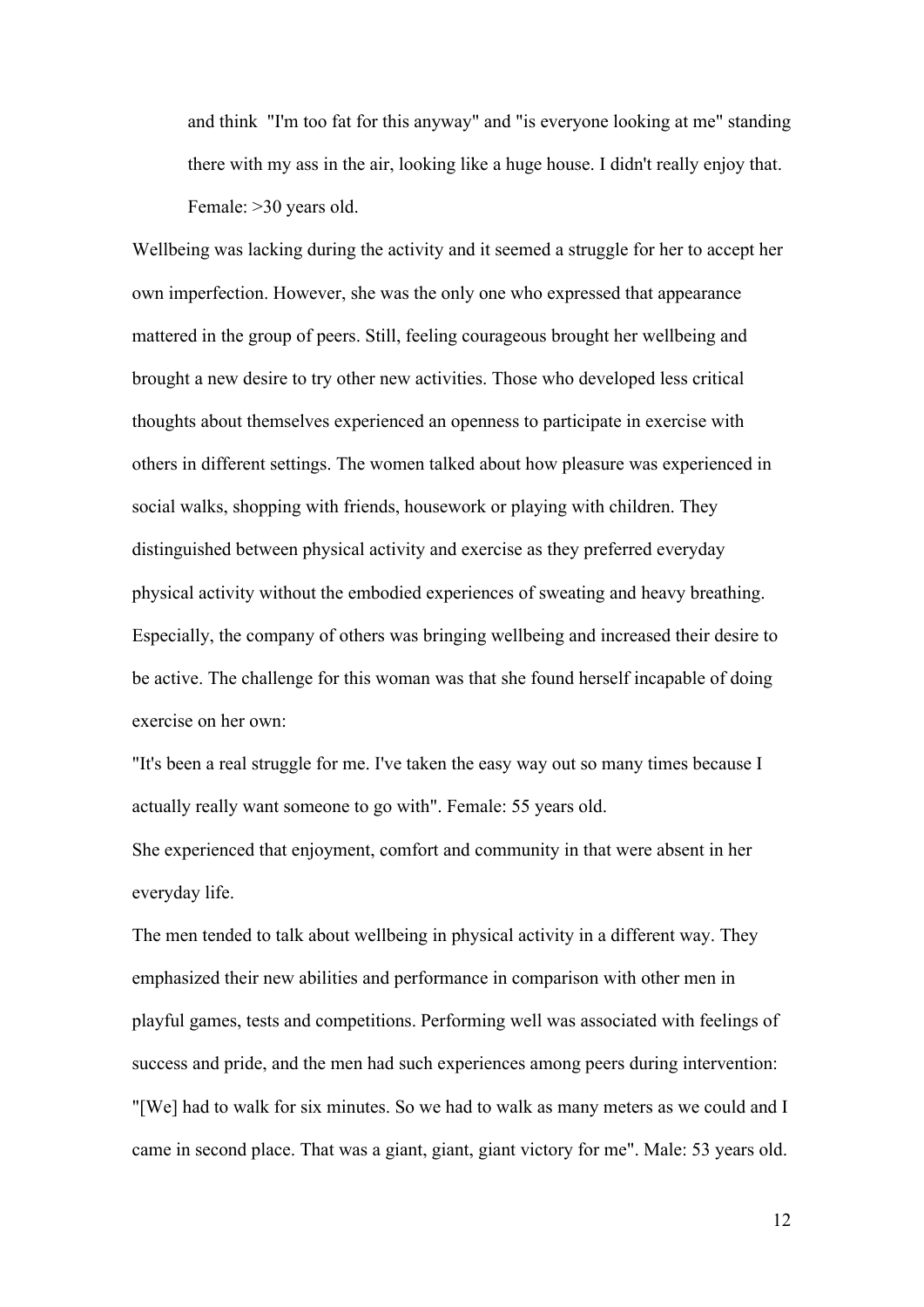> and think "I'm too fat for this anyway" and "is everyone looking at me" standing there with my ass in the air, looking like a huge house. I didn't really enjoy that. Female: >30 years old.

Wellbeing was lacking during the activity and it seemed a struggle for her to accept her own imperfection. However, she was the only one who expressed that appearance mattered in the group of peers. Still, feeling courageous brought her wellbeing and brought a new desire to try other new activities. Those who developed less critical thoughts about themselves experienced an openness to participate in exercise with others in different settings. The women talked about how pleasure was experienced in social walks, shopping with friends, housework or playing with children. They distinguished between physical activity and exercise as they preferred everyday physical activity without the embodied experiences of sweating and heavy breathing. Especially, the company of others was bringing wellbeing and increased their desire to be active. The challenge for this woman was that she found herself incapable of doing exercise on her own:

"It's been a real struggle for me. I've taken the easy way out so many times because I actually really want someone to go with". Female: 55 years old.

She experienced that enjoyment, comfort and community in that were absent in her everyday life.

The men tended to talk about wellbeing in physical activity in a different way. They emphasized their new abilities and performance in comparison with other men in playful games, tests and competitions. Performing well was associated with feelings of success and pride, and the men had such experiences among peers during intervention:

"[We] had to walk for six minutes. So we had to walk as many meters as we could and I came in second place. That was a giant, giant, giant victory for me". Male: 53 years old.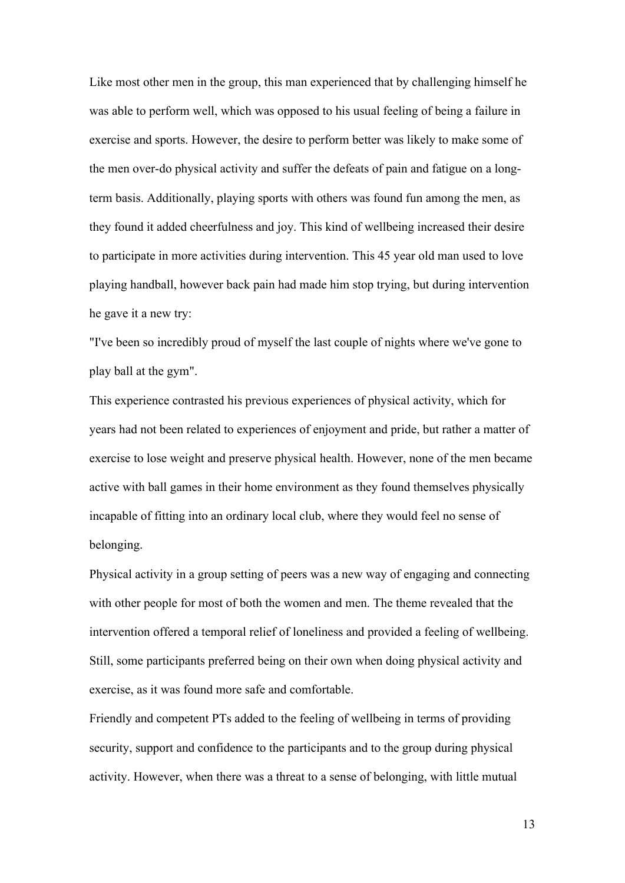Like most other men in the group, this man experienced that by challenging himself he was able to perform well, which was opposed to his usual feeling of being a failure in exercise and sports. However, the desire to perform better was likely to make some of the men over-do physical activity and suffer the defeats of pain and fatigue on a long-term basis. Additionally, playing sports with others was found fun among the men, as they found it added cheerfulness and joy. This kind of wellbeing increased their desire to participate in more activities during intervention. This 45 year old man used to love playing handball, however back pain had made him stop trying, but during intervention he gave it a new try:

"I've been so incredibly proud of myself the last couple of nights where we've gone to play ball at the gym".

This experience contrasted his previous experiences of physical activity, which for years had not been related to experiences of enjoyment and pride, but rather a matter of exercise to lose weight and preserve physical health. However, none of the men became active with ball games in their home environment as they found themselves physically incapable of fitting into an ordinary local club, where they would feel no sense of belonging.

Physical activity in a group setting of peers was a new way of engaging and connecting with other people for most of both the women and men. The theme revealed that the intervention offered a temporal relief of loneliness and provided a feeling of wellbeing. Still, some participants preferred being on their own when doing physical activity and exercise, as it was found more safe and comfortable.

Friendly and competent PTs added to the feeling of wellbeing in terms of providing security, support and confidence to the participants and to the group during physical activity. However, when there was a threat to a sense of belonging, with little mutual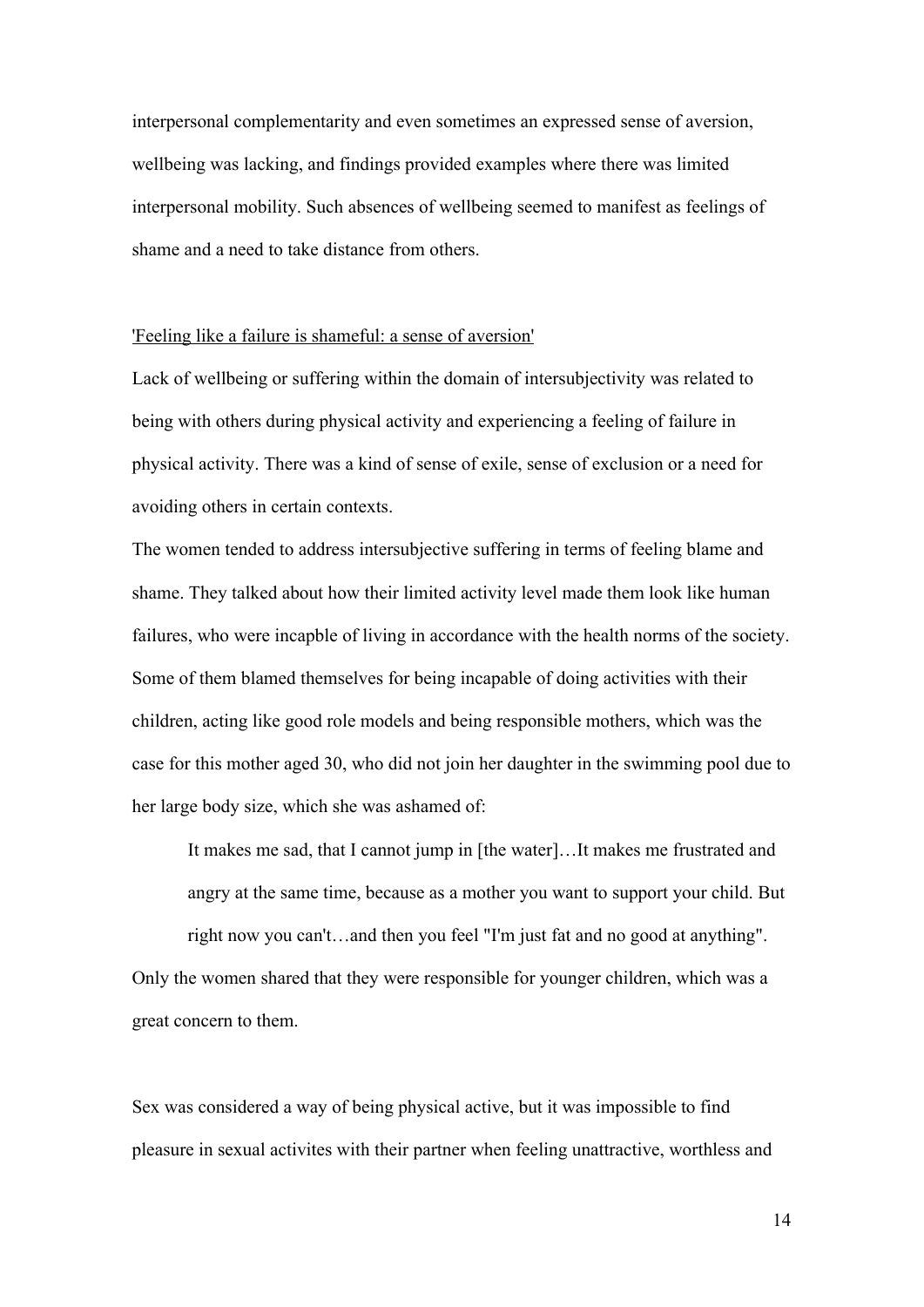interpersonal complementarity and even sometimes an expressed sense of aversion, wellbeing was lacking, and findings provided examples where there was limited interpersonal mobility. Such absences of wellbeing seemed to manifest as feelings of shame and a need to take distance from others.

'Feeling like a failure is shameful: a sense of aversion'

Lack of wellbeing or suffering within the domain of intersubjectivity was related to being with others during physical activity and experiencing a feeling of failure in physical activity. There was a kind of sense of exile, sense of exclusion or a need for avoiding others in certain contexts.

The women tended to address intersubjective suffering in terms of feeling blame and shame. They talked about how their limited activity level made them look like human failures, who were incapble of living in accordance with the health norms of the society. Some of them blamed themselves for being incapable of doing activities with their children, acting like good role models and being responsible mothers, which was the case for this mother aged 30, who did not join her daughter in the swimming pool due to her large body size, which she was ashamed of:

> It makes me sad, that I cannot jump in [the water]…It makes me frustrated and angry at the same time, because as a mother you want to support your child. But right now you can't…and then you feel "I'm just fat and no good at anything".

Only the women shared that they were responsible for younger children, which was a great concern to them.

Sex was considered a way of being physical active, but it was impossible to find pleasure in sexual activites with their partner when feeling unattractive, worthless and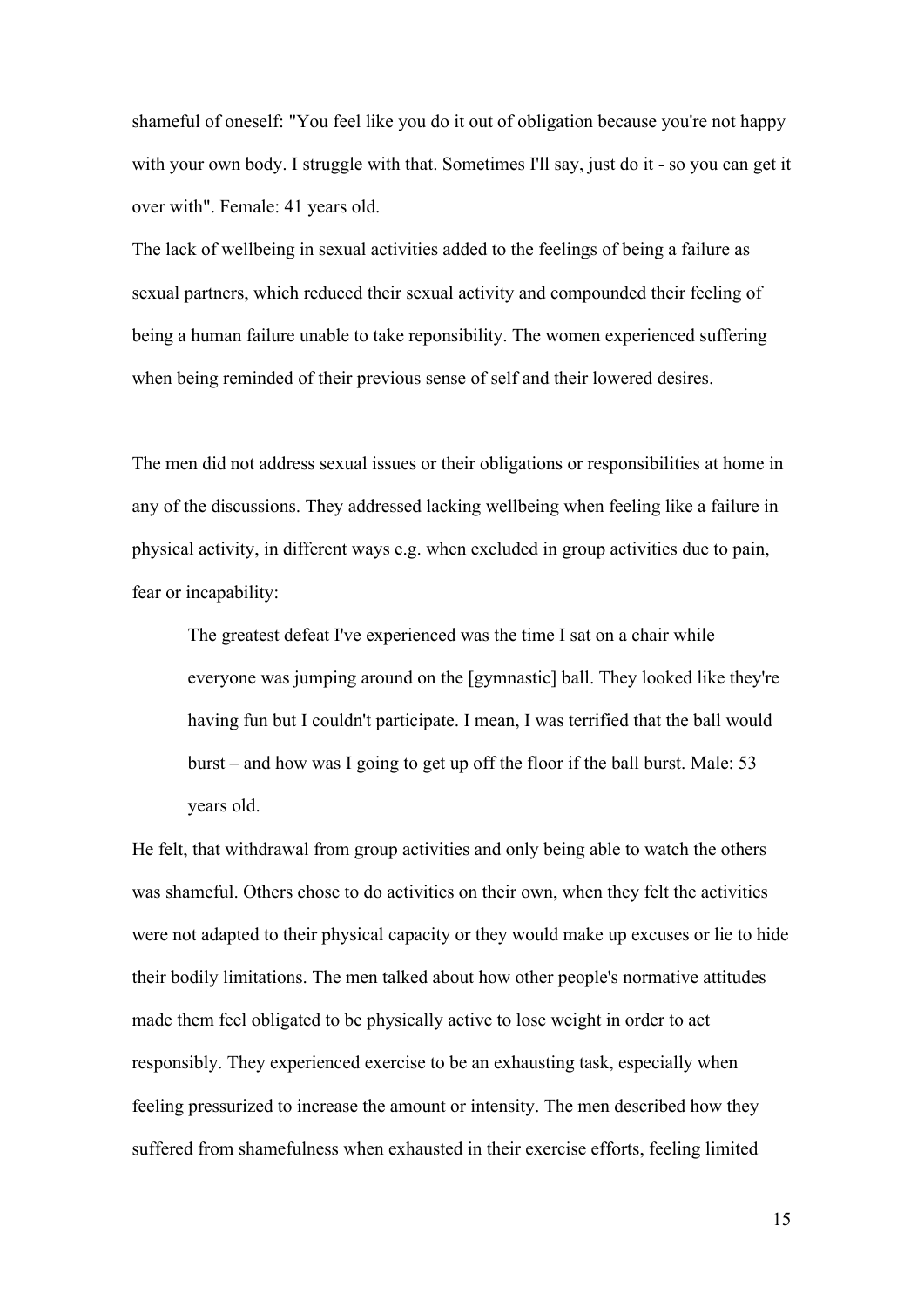shameful of oneself: "You feel like you do it out of obligation because you're not happy with your own body. I struggle with that. Sometimes I'll say, just do it - so you can get it over with". Female: 41 years old.

The lack of wellbeing in sexual activities added to the feelings of being a failure as sexual partners, which reduced their sexual activity and compounded their feeling of being a human failure unable to take reponsibility. The women experienced suffering when being reminded of their previous sense of self and their lowered desires.

The men did not address sexual issues or their obligations or responsibilities at home in any of the discussions. They addressed lacking wellbeing when feeling like a failure in physical activity, in different ways e.g. when excluded in group activities due to pain, fear or incapability:

> The greatest defeat I've experienced was the time I sat on a chair while everyone was jumping around on the [gymnastic] ball. They looked like they're having fun but I couldn't participate. I mean, I was terrified that the ball would burst – and how was I going to get up off the floor if the ball burst. Male: 53 years old.

He felt, that withdrawal from group activities and only being able to watch the others was shameful. Others chose to do activities on their own, when they felt the activities were not adapted to their physical capacity or they would make up excuses or lie to hide their bodily limitations. The men talked about how other people's normative attitudes made them feel obligated to be physically active to lose weight in order to act responsibly. They experienced exercise to be an exhausting task, especially when feeling pressurized to increase the amount or intensity. The men described how they suffered from shamefulness when exhausted in their exercise efforts, feeling limited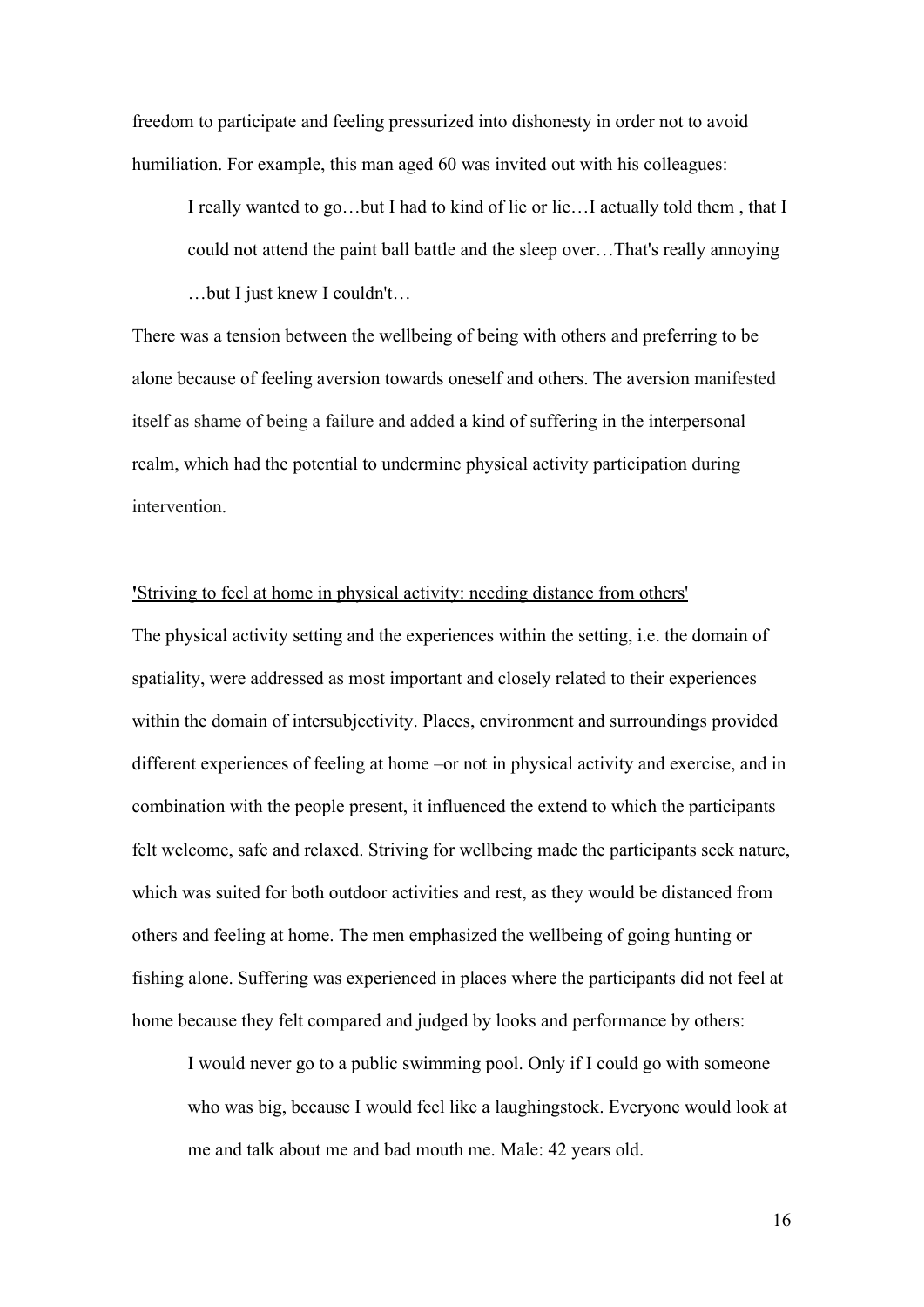freedom to participate and feeling pressurized into dishonesty in order not to avoid humiliation. For example, this man aged 60 was invited out with his colleagues:

> I really wanted to go…but I had to kind of lie or lie…I actually told them , that I could not attend the paint ball battle and the sleep over…That's really annoying …but I just knew I couldn't…

There was a tension between the wellbeing of being with others and preferring to be alone because of feeling aversion towards oneself and others. The aversion manifested itself as shame of being a failure and added a kind of suffering in the interpersonal realm, which had the potential to undermine physical activity participation during intervention.

<u>'Striving to feel at home in physical activity: needing distance from others'</u>

The physical activity setting and the experiences within the setting, i.e. the domain of spatiality, were addressed as most important and closely related to their experiences within the domain of intersubjectivity. Places, environment and surroundings provided different experiences of feeling at home –or not in physical activity and exercise, and in combination with the people present, it influenced the extend to which the participants felt welcome, safe and relaxed. Striving for wellbeing made the participants seek nature, which was suited for both outdoor activities and rest, as they would be distanced from others and feeling at home. The men emphasized the wellbeing of going hunting or fishing alone. Suffering was experienced in places where the participants did not feel at home because they felt compared and judged by looks and performance by others:

> I would never go to a public swimming pool. Only if I could go with someone who was big, because I would feel like a laughingstock. Everyone would look at me and talk about me and bad mouth me. Male: 42 years old.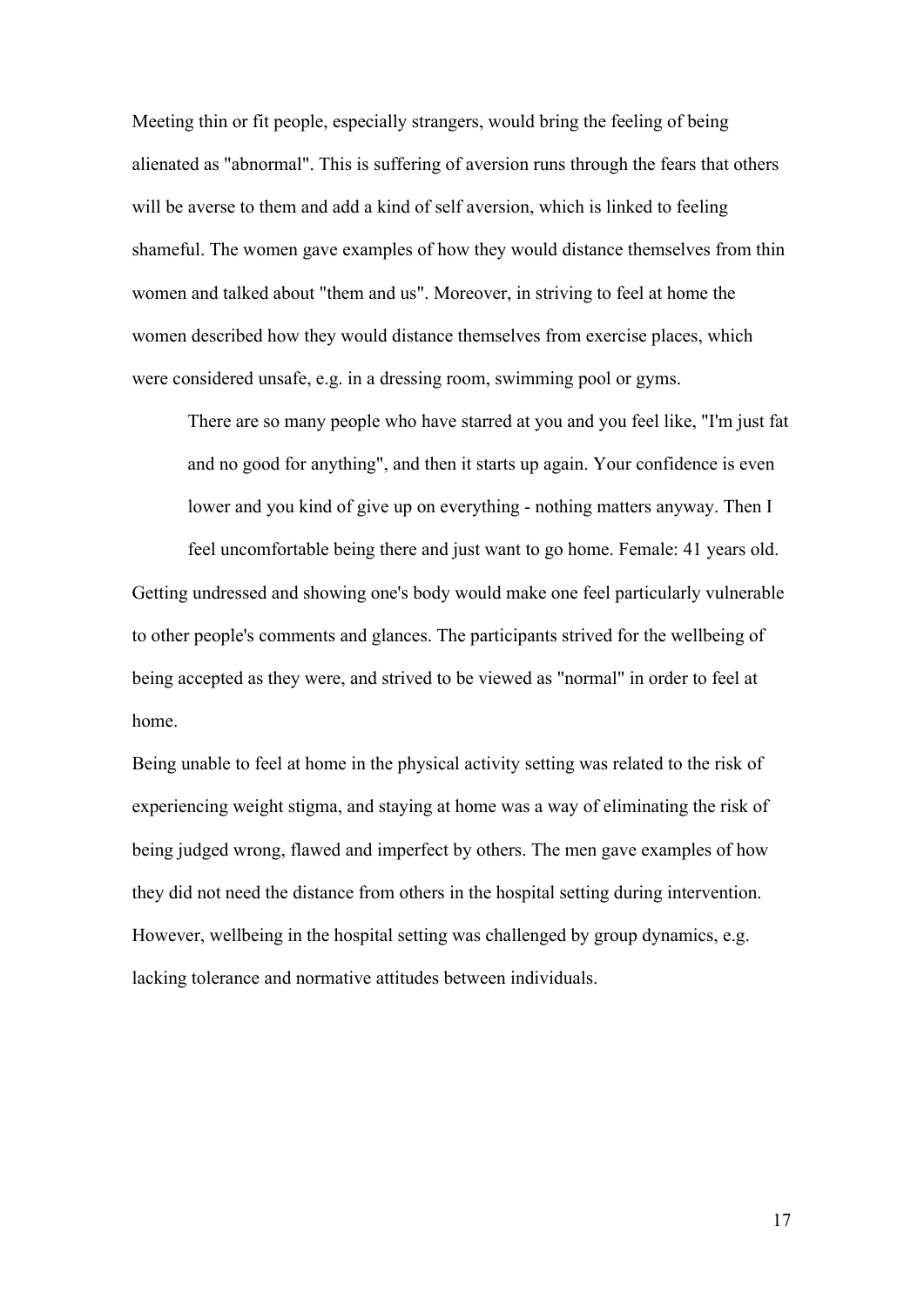Meeting thin or fit people, especially strangers, would bring the feeling of being alienated as "abnormal". This is suffering of aversion runs through the fears that others will be averse to them and add a kind of self aversion, which is linked to feeling shameful. The women gave examples of how they would distance themselves from thin women and talked about "them and us". Moreover, in striving to feel at home the women described how they would distance themselves from exercise places, which were considered unsafe, e.g. in a dressing room, swimming pool or gyms.

> There are so many people who have starred at you and you feel like, "I'm just fat and no good for anything", and then it starts up again. Your confidence is even lower and you kind of give up on everything - nothing matters anyway. Then I feel uncomfortable being there and just want to go home. Female: 41 years old.

Getting undressed and showing one's body would make one feel particularly vulnerable to other people's comments and glances. The participants strived for the wellbeing of being accepted as they were, and strived to be viewed as "normal" in order to feel at home.

Being unable to feel at home in the physical activity setting was related to the risk of experiencing weight stigma, and staying at home was a way of eliminating the risk of being judged wrong, flawed and imperfect by others. The men gave examples of how they did not need the distance from others in the hospital setting during intervention. However, wellbeing in the hospital setting was challenged by group dynamics, e.g. lacking tolerance and normative attitudes between individuals.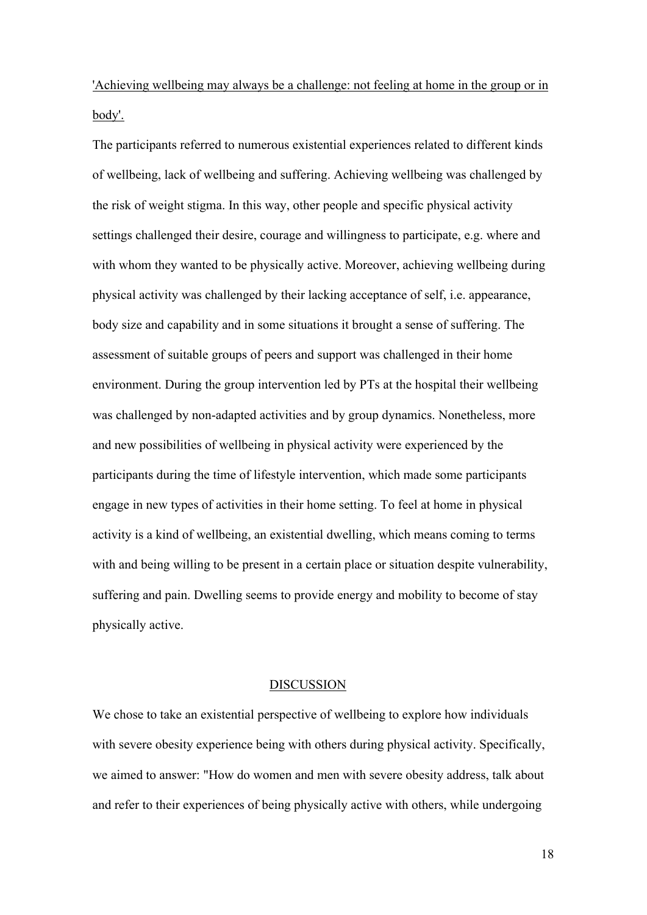<u>'Achieving wellbeing may always be a challenge: not feeling at home in the group or in body'.</u>

The participants referred to numerous existential experiences related to different kinds of wellbeing, lack of wellbeing and suffering. Achieving wellbeing was challenged by the risk of weight stigma. In this way, other people and specific physical activity settings challenged their desire, courage and willingness to participate, e.g. where and with whom they wanted to be physically active. Moreover, achieving wellbeing during physical activity was challenged by their lacking acceptance of self, i.e. appearance, body size and capability and in some situations it brought a sense of suffering. The assessment of suitable groups of peers and support was challenged in their home environment. During the group intervention led by PTs at the hospital their wellbeing was challenged by non-adapted activities and by group dynamics. Nonetheless, more and new possibilities of wellbeing in physical activity were experienced by the participants during the time of lifestyle intervention, which made some participants engage in new types of activities in their home setting. To feel at home in physical activity is a kind of wellbeing, an existential dwelling, which means coming to terms with and being willing to be present in a certain place or situation despite vulnerability, suffering and pain. Dwelling seems to provide energy and mobility to become of stay physically active.

## DISCUSSION

We chose to take an existential perspective of wellbeing to explore how individuals with severe obesity experience being with others during physical activity. Specifically, we aimed to answer: "How do women and men with severe obesity address, talk about and refer to their experiences of being physically active with others, while undergoing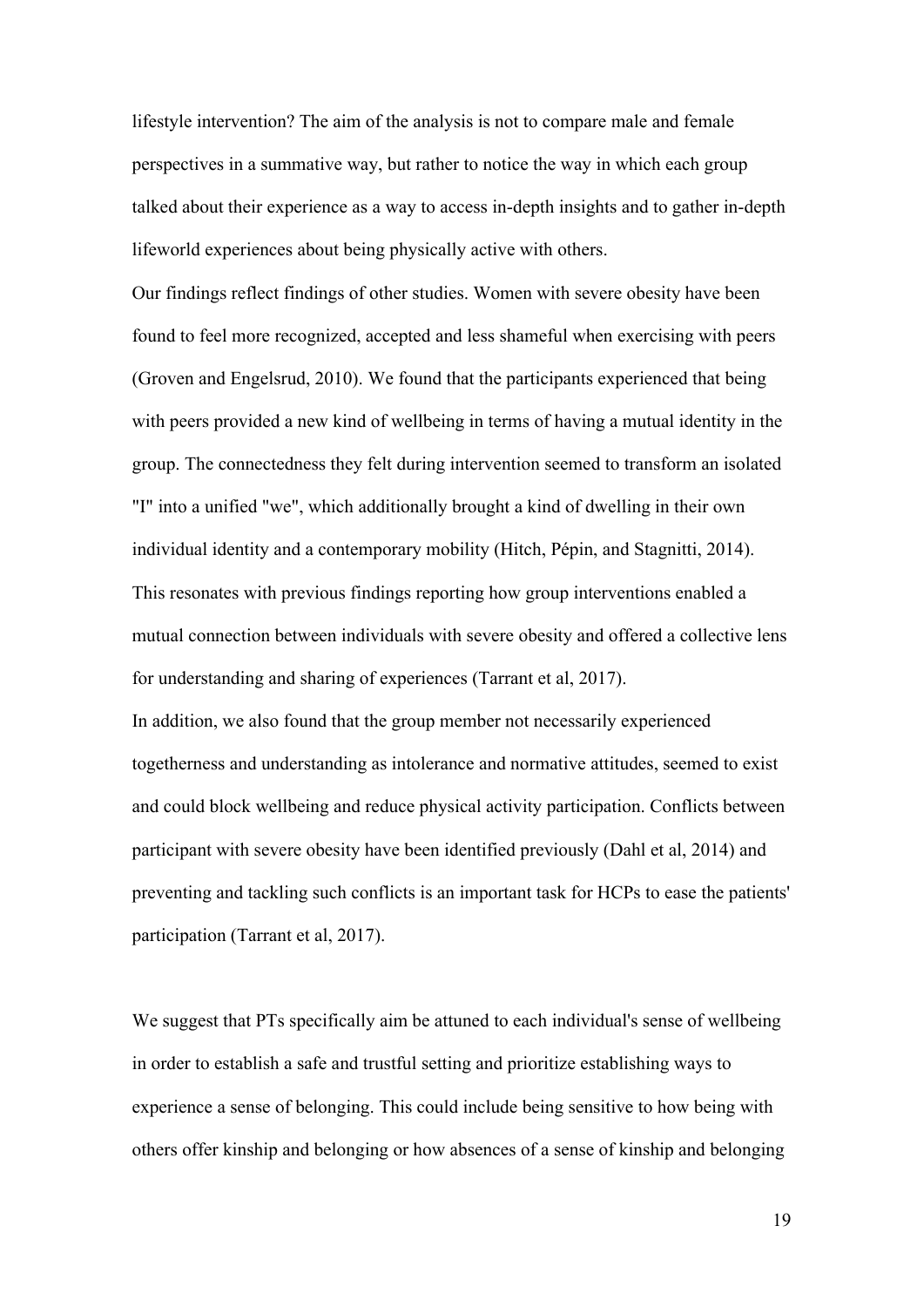lifestyle intervention? The aim of the analysis is not to compare male and female perspectives in a summative way, but rather to notice the way in which each group talked about their experience as a way to access in-depth insights and to gather in-depth lifeworld experiences about being physically active with others.

Our findings reflect findings of other studies. Women with severe obesity have been found to feel more recognized, accepted and less shameful when exercising with peers (Groven and Engelsrud, 2010). We found that the participants experienced that being with peers provided a new kind of wellbeing in terms of having a mutual identity in the group. The connectedness they felt during intervention seemed to transform an isolated "I" into a unified "we", which additionally brought a kind of dwelling in their own individual identity and a contemporary mobility (Hitch, Pépin, and Stagnitti, 2014). This resonates with previous findings reporting how group interventions enabled a mutual connection between individuals with severe obesity and offered a collective lens for understanding and sharing of experiences (Tarrant et al, 2017).

In addition, we also found that the group member not necessarily experienced togetherness and understanding as intolerance and normative attitudes, seemed to exist and could block wellbeing and reduce physical activity participation. Conflicts between participant with severe obesity have been identified previously (Dahl et al, 2014) and preventing and tackling such conflicts is an important task for HCPs to ease the patients' participation (Tarrant et al, 2017).

We suggest that PTs specifically aim be attuned to each individual's sense of wellbeing in order to establish a safe and trustful setting and prioritize establishing ways to experience a sense of belonging. This could include being sensitive to how being with others offer kinship and belonging or how absences of a sense of kinship and belonging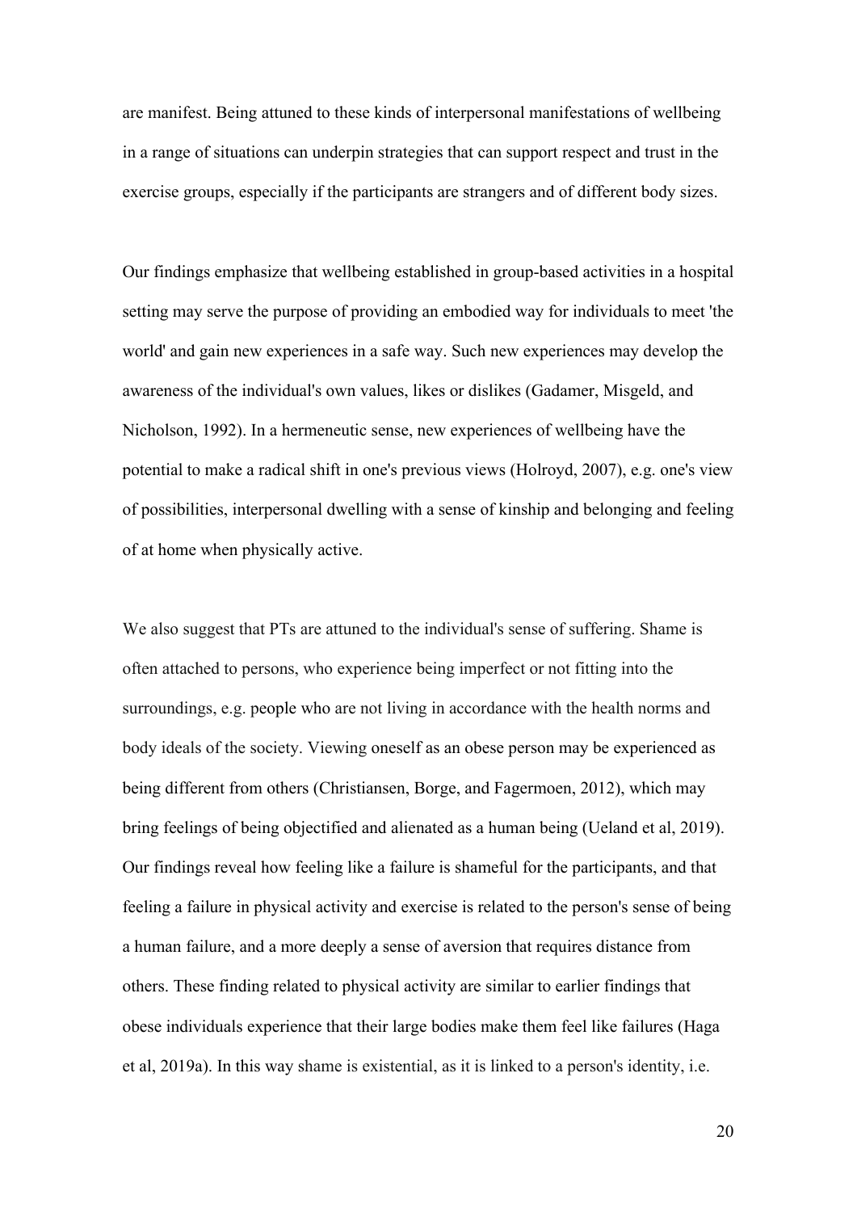are manifest. Being attuned to these kinds of interpersonal manifestations of wellbeing in a range of situations can underpin strategies that can support respect and trust in the exercise groups, especially if the participants are strangers and of different body sizes.

Our findings emphasize that wellbeing established in group-based activities in a hospital setting may serve the purpose of providing an embodied way for individuals to meet 'the world' and gain new experiences in a safe way. Such new experiences may develop the awareness of the individual's own values, likes or dislikes (Gadamer, Misgeld, and Nicholson, 1992). In a hermeneutic sense, new experiences of wellbeing have the potential to make a radical shift in one's previous views (Holroyd, 2007), e.g. one's view of possibilities, interpersonal dwelling with a sense of kinship and belonging and feeling of at home when physically active.

We also suggest that PTs are attuned to the individual's sense of suffering. Shame is often attached to persons, who experience being imperfect or not fitting into the surroundings, e.g. people who are not living in accordance with the health norms and body ideals of the society. Viewing oneself as an obese person may be experienced as being different from others (Christiansen, Borge, and Fagermoen, 2012), which may bring feelings of being objectified and alienated as a human being (Ueland et al, 2019). Our findings reveal how feeling like a failure is shameful for the participants, and that feeling a failure in physical activity and exercise is related to the person's sense of being a human failure, and a more deeply a sense of aversion that requires distance from others. These finding related to physical activity are similar to earlier findings that obese individuals experience that their large bodies make them feel like failures (Haga et al, 2019a). In this way shame is existential, as it is linked to a person's identity, i.e.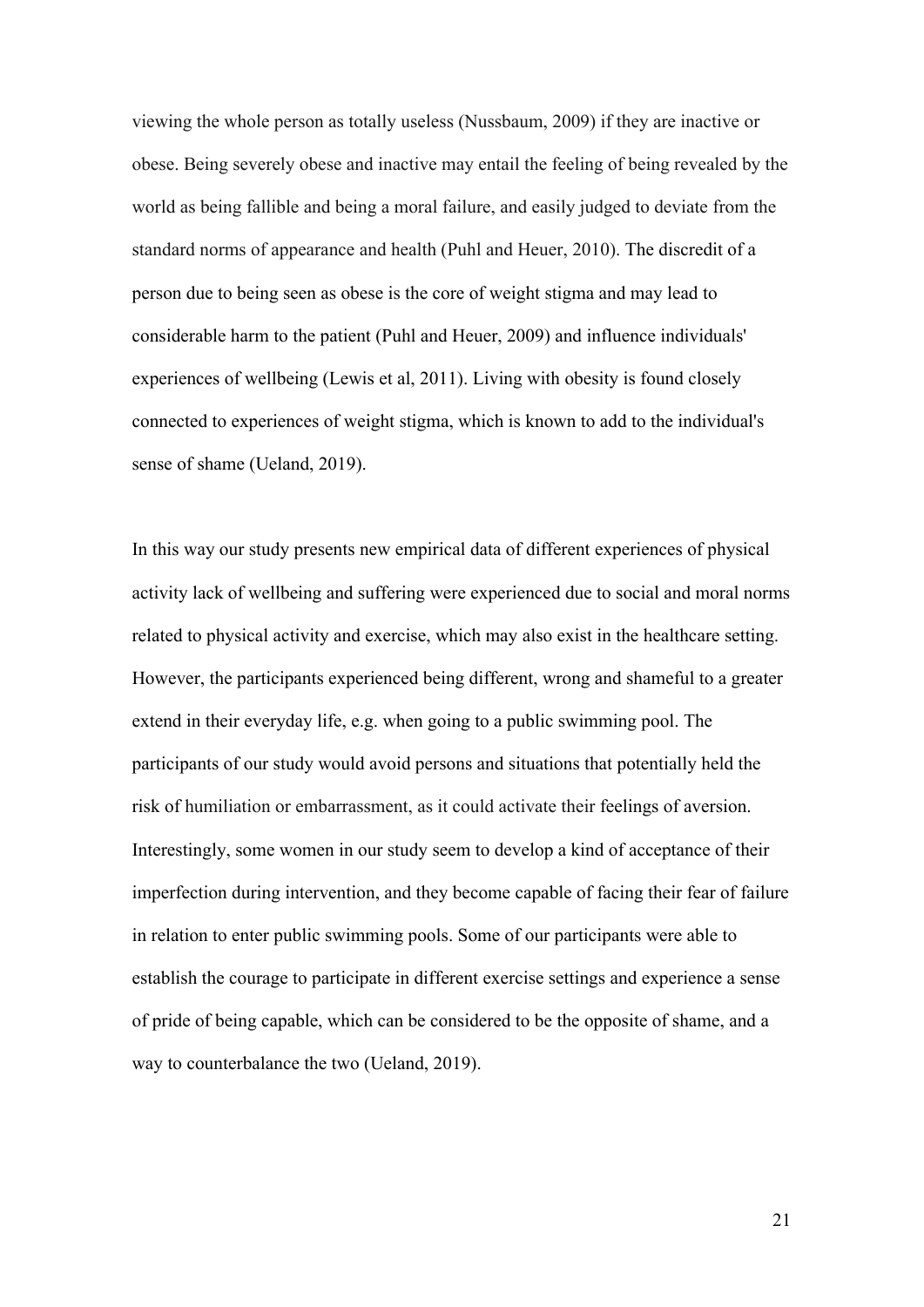viewing the whole person as totally useless (Nussbaum, 2009) if they are inactive or obese. Being severely obese and inactive may entail the feeling of being revealed by the world as being fallible and being a moral failure, and easily judged to deviate from the standard norms of appearance and health (Puhl and Heuer, 2010). The discredit of a person due to being seen as obese is the core of weight stigma and may lead to considerable harm to the patient (Puhl and Heuer, 2009) and influence individuals' experiences of wellbeing (Lewis et al, 2011). Living with obesity is found closely connected to experiences of weight stigma, which is known to add to the individual's sense of shame (Ueland, 2019).

In this way our study presents new empirical data of different experiences of physical activity lack of wellbeing and suffering were experienced due to social and moral norms related to physical activity and exercise, which may also exist in the healthcare setting. However, the participants experienced being different, wrong and shameful to a greater extend in their everyday life, e.g. when going to a public swimming pool. The participants of our study would avoid persons and situations that potentially held the risk of humiliation or embarrassment, as it could activate their feelings of aversion. Interestingly, some women in our study seem to develop a kind of acceptance of their imperfection during intervention, and they become capable of facing their fear of failure in relation to enter public swimming pools. Some of our participants were able to establish the courage to participate in different exercise settings and experience a sense of pride of being capable, which can be considered to be the opposite of shame, and a way to counterbalance the two (Ueland, 2019).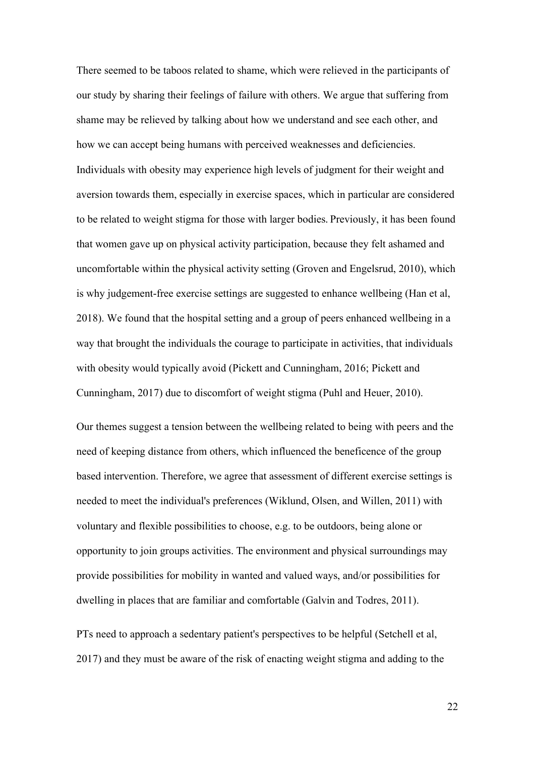There seemed to be taboos related to shame, which were relieved in the participants of our study by sharing their feelings of failure with others. We argue that suffering from shame may be relieved by talking about how we understand and see each other, and how we can accept being humans with perceived weaknesses and deficiencies. Individuals with obesity may experience high levels of judgment for their weight and aversion towards them, especially in exercise spaces, which in particular are considered to be related to weight stigma for those with larger bodies. Previously, it has been found that women gave up on physical activity participation, because they felt ashamed and uncomfortable within the physical activity setting (Groven and Engelsrud, 2010), which is why judgement-free exercise settings are suggested to enhance wellbeing (Han et al, 2018). We found that the hospital setting and a group of peers enhanced wellbeing in a way that brought the individuals the courage to participate in activities, that individuals with obesity would typically avoid (Pickett and Cunningham, 2016; Pickett and Cunningham, 2017) due to discomfort of weight stigma (Puhl and Heuer, 2010).

Our themes suggest a tension between the wellbeing related to being with peers and the need of keeping distance from others, which influenced the beneficence of the group based intervention. Therefore, we agree that assessment of different exercise settings is needed to meet the individual's preferences (Wiklund, Olsen, and Willen, 2011) with voluntary and flexible possibilities to choose, e.g. to be outdoors, being alone or opportunity to join groups activities. The environment and physical surroundings may provide possibilities for mobility in wanted and valued ways, and/or possibilities for dwelling in places that are familiar and comfortable (Galvin and Todres, 2011).

PTs need to approach a sedentary patient's perspectives to be helpful (Setchell et al, 2017) and they must be aware of the risk of enacting weight stigma and adding to the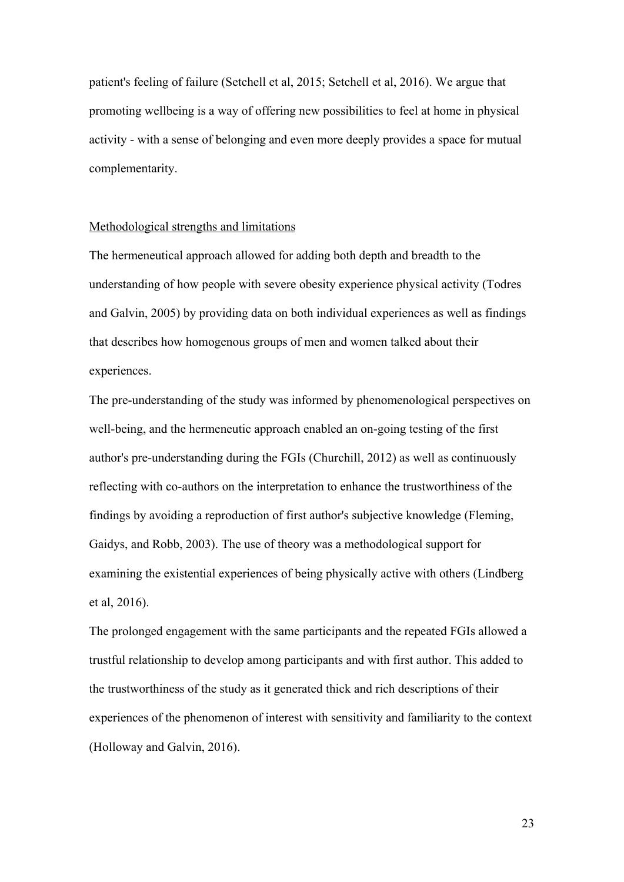patient's feeling of failure (Setchell et al, 2015; Setchell et al, 2016). We argue that promoting wellbeing is a way of offering new possibilities to feel at home in physical activity - with a sense of belonging and even more deeply provides a space for mutual complementarity.

<u>Methodological strengths and limitations</u>

The hermeneutical approach allowed for adding both depth and breadth to the understanding of how people with severe obesity experience physical activity (Todres and Galvin, 2005) by providing data on both individual experiences as well as findings that describes how homogenous groups of men and women talked about their experiences.

The pre-understanding of the study was informed by phenomenological perspectives on well-being, and the hermeneutic approach enabled an on-going testing of the first author's pre-understanding during the FGIs (Churchill, 2012) as well as continuously reflecting with co-authors on the interpretation to enhance the trustworthiness of the findings by avoiding a reproduction of first author's subjective knowledge (Fleming, Gaidys, and Robb, 2003). The use of theory was a methodological support for examining the existential experiences of being physically active with others (Lindberg et al, 2016).

The prolonged engagement with the same participants and the repeated FGIs allowed a trustful relationship to develop among participants and with first author. This added to the trustworthiness of the study as it generated thick and rich descriptions of their experiences of the phenomenon of interest with sensitivity and familiarity to the context (Holloway and Galvin, 2016).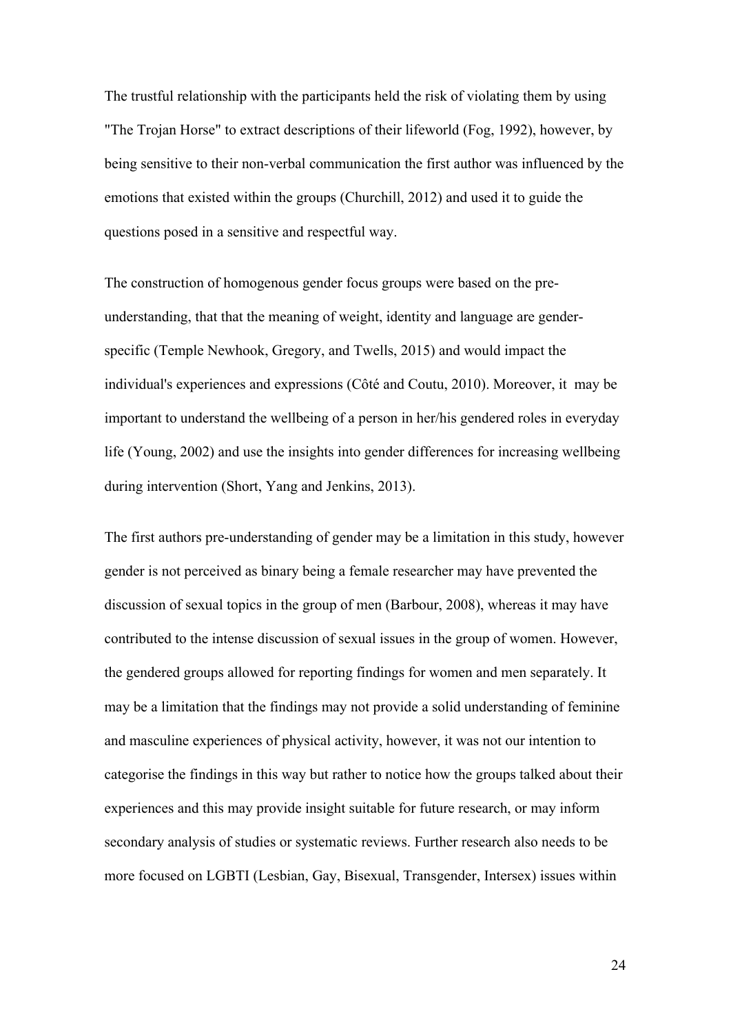The trustful relationship with the participants held the risk of violating them by using "The Trojan Horse" to extract descriptions of their lifeworld (Fog, 1992), however, by being sensitive to their non-verbal communication the first author was influenced by the emotions that existed within the groups (Churchill, 2012) and used it to guide the questions posed in a sensitive and respectful way.

The construction of homogenous gender focus groups were based on the pre-understanding, that that the meaning of weight, identity and language are gender-specific (Temple Newhook, Gregory, and Twells, 2015) and would impact the individual's experiences and expressions (Côté and Coutu, 2010). Moreover, it may be important to understand the wellbeing of a person in her/his gendered roles in everyday life (Young, 2002) and use the insights into gender differences for increasing wellbeing during intervention (Short, Yang and Jenkins, 2013).

The first authors pre-understanding of gender may be a limitation in this study, however gender is not perceived as binary being a female researcher may have prevented the discussion of sexual topics in the group of men (Barbour, 2008), whereas it may have contributed to the intense discussion of sexual issues in the group of women. However, the gendered groups allowed for reporting findings for women and men separately. It may be a limitation that the findings may not provide a solid understanding of feminine and masculine experiences of physical activity, however, it was not our intention to categorise the findings in this way but rather to notice how the groups talked about their experiences and this may provide insight suitable for future research, or may inform secondary analysis of studies or systematic reviews. Further research also needs to be more focused on LGBTI (Lesbian, Gay, Bisexual, Transgender, Intersex) issues within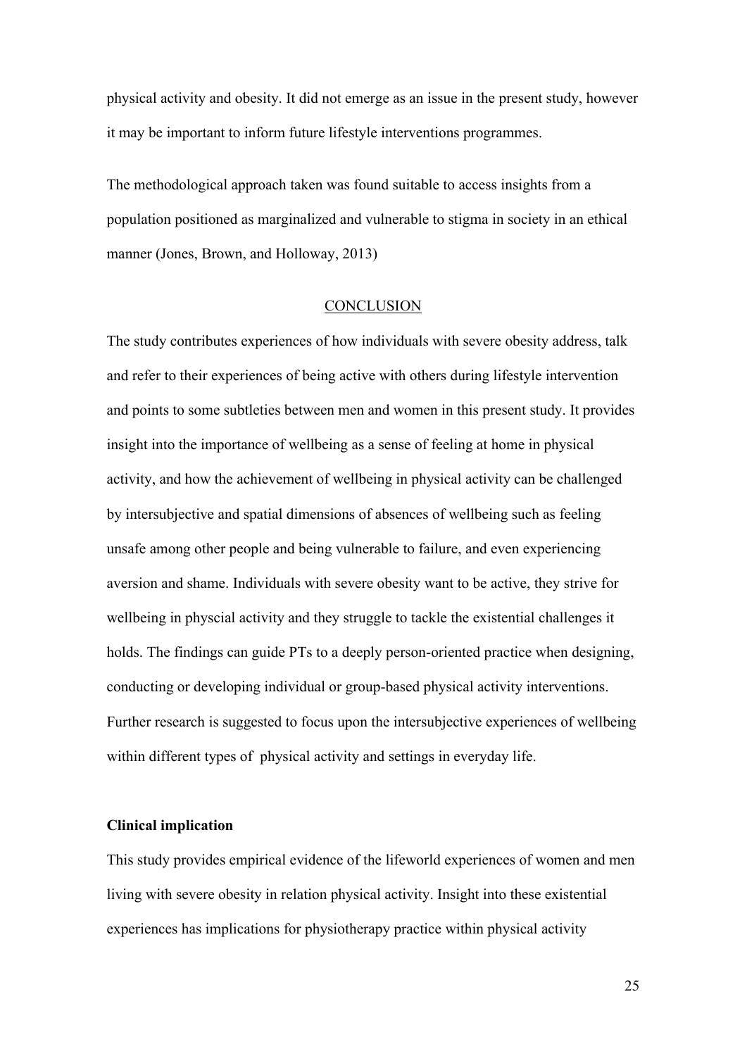physical activity and obesity. It did not emerge as an issue in the present study, however it may be important to inform future lifestyle interventions programmes.

The methodological approach taken was found suitable to access insights from a population positioned as marginalized and vulnerable to stigma in society in an ethical manner (Jones, Brown, and Holloway, 2013)

## CONCLUSION

The study contributes experiences of how individuals with severe obesity address, talk and refer to their experiences of being active with others during lifestyle intervention and points to some subtleties between men and women in this present study. It provides insight into the importance of wellbeing as a sense of feeling at home in physical activity, and how the achievement of wellbeing in physical activity can be challenged by intersubjective and spatial dimensions of absences of wellbeing such as feeling unsafe among other people and being vulnerable to failure, and even experiencing aversion and shame. Individuals with severe obesity want to be active, they strive for wellbeing in physcial activity and they struggle to tackle the existential challenges it holds. The findings can guide PTs to a deeply person-oriented practice when designing, conducting or developing individual or group-based physical activity interventions. Further research is suggested to focus upon the intersubjective experiences of wellbeing within different types of physical activity and settings in everyday life.

### Clinical implication

This study provides empirical evidence of the lifeworld experiences of women and men living with severe obesity in relation physical activity. Insight into these existential experiences has implications for physiotherapy practice within physical activity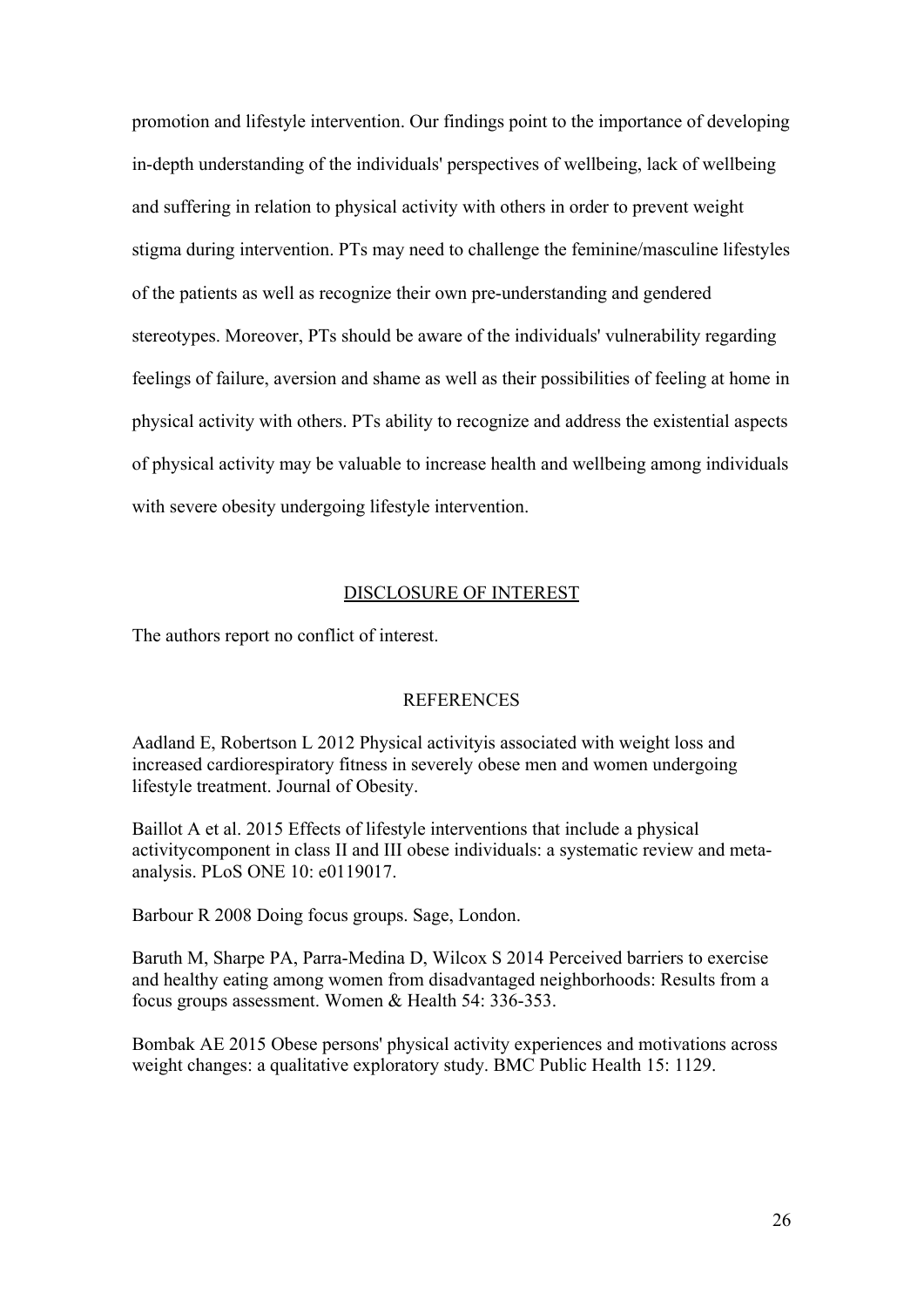promotion and lifestyle intervention. Our findings point to the importance of developing in-depth understanding of the individuals' perspectives of wellbeing, lack of wellbeing and suffering in relation to physical activity with others in order to prevent weight stigma during intervention. PTs may need to challenge the feminine/masculine lifestyles of the patients as well as recognize their own pre-understanding and gendered stereotypes. Moreover, PTs should be aware of the individuals' vulnerability regarding feelings of failure, aversion and shame as well as their possibilities of feeling at home in physical activity with others. PTs ability to recognize and address the existential aspects of physical activity may be valuable to increase health and wellbeing among individuals with severe obesity undergoing lifestyle intervention.

## DISCLOSURE OF INTEREST

The authors report no conflict of interest.

## REFERENCES

Aadland E, Robertson L 2012 Physical activityis associated with weight loss and increased cardiorespiratory fitness in severely obese men and women undergoing lifestyle treatment. Journal of Obesity.

Baillot A et al. 2015 Effects of lifestyle interventions that include a physical activitycomponent in class II and III obese individuals: a systematic review and meta-analysis. PLoS ONE 10: e0119017.

Barbour R 2008 Doing focus groups. Sage, London.

Baruth M, Sharpe PA, Parra-Medina D, Wilcox S 2014 Perceived barriers to exercise and healthy eating among women from disadvantaged neighborhoods: Results from a focus groups assessment. Women & Health 54: 336-353.

Bombak AE 2015 Obese persons' physical activity experiences and motivations across weight changes: a qualitative exploratory study. BMC Public Health 15: 1129.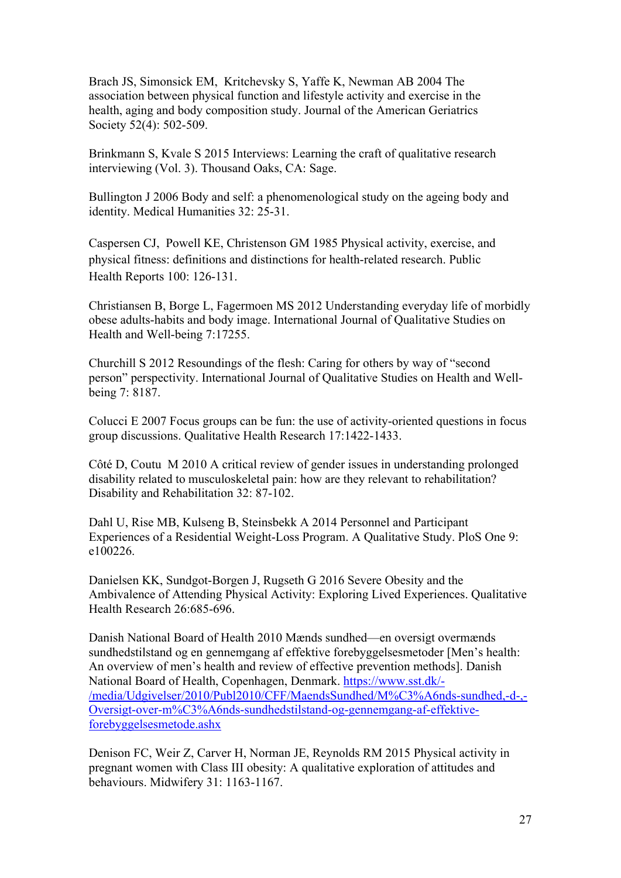Brach JS, Simonsick EM, Kritchevsky S, Yaffe K, Newman AB 2004 The association between physical function and lifestyle activity and exercise in the health, aging and body composition study. Journal of the American Geriatrics Society 52(4): 502-509.

Brinkmann S, Kvale S 2015 Interviews: Learning the craft of qualitative research interviewing (Vol. 3). Thousand Oaks, CA: Sage.

Bullington J 2006 Body and self: a phenomenological study on the ageing body and identity. Medical Humanities 32: 25-31.

Caspersen CJ, Powell KE, Christenson GM 1985 Physical activity, exercise, and physical fitness: definitions and distinctions for health-related research. Public Health Reports 100: 126-131.

Christiansen B, Borge L, Fagermoen MS 2012 Understanding everyday life of morbidly obese adults-habits and body image. International Journal of Qualitative Studies on Health and Well-being 7:17255.

Churchill S 2012 Resoundings of the flesh: Caring for others by way of "second person" perspectivity. International Journal of Qualitative Studies on Health and Well-being 7: 8187.

Colucci E 2007 Focus groups can be fun: the use of activity-oriented questions in focus group discussions. Qualitative Health Research 17:1422-1433.

Côté D, Coutu M 2010 A critical review of gender issues in understanding prolonged disability related to musculoskeletal pain: how are they relevant to rehabilitation? Disability and Rehabilitation 32: 87-102.

Dahl U, Rise MB, Kulseng B, Steinsbekk A 2014 Personnel and Participant Experiences of a Residential Weight-Loss Program. A Qualitative Study. PloS One 9: e100226.

Danielsen KK, Sundgot-Borgen J, Rugseth G 2016 Severe Obesity and the Ambivalence of Attending Physical Activity: Exploring Lived Experiences. Qualitative Health Research 26:685-696.

Danish National Board of Health 2010 Mænds sundhed—en oversigt overmænds sundhedstilstand og en gennemgang af effektive forebyggelsesmetoder [Men's health: An overview of men's health and review of effective prevention methods]. Danish National Board of Health, Copenhagen, Denmark. https://www.sst.dk/-/media/Udgivelser/2010/Publ2010/CFF/MaendsSundhed/M%C3%A6nds-sundhed,-d-,-Oversigt-over-m%C3%A6nds-sundhedstilstand-og-gennemgang-af-effektive-forebyggelsesmetode.ashx

Denison FC, Weir Z, Carver H, Norman JE, Reynolds RM 2015 Physical activity in pregnant women with Class III obesity: A qualitative exploration of attitudes and behaviours. Midwifery 31: 1163-1167.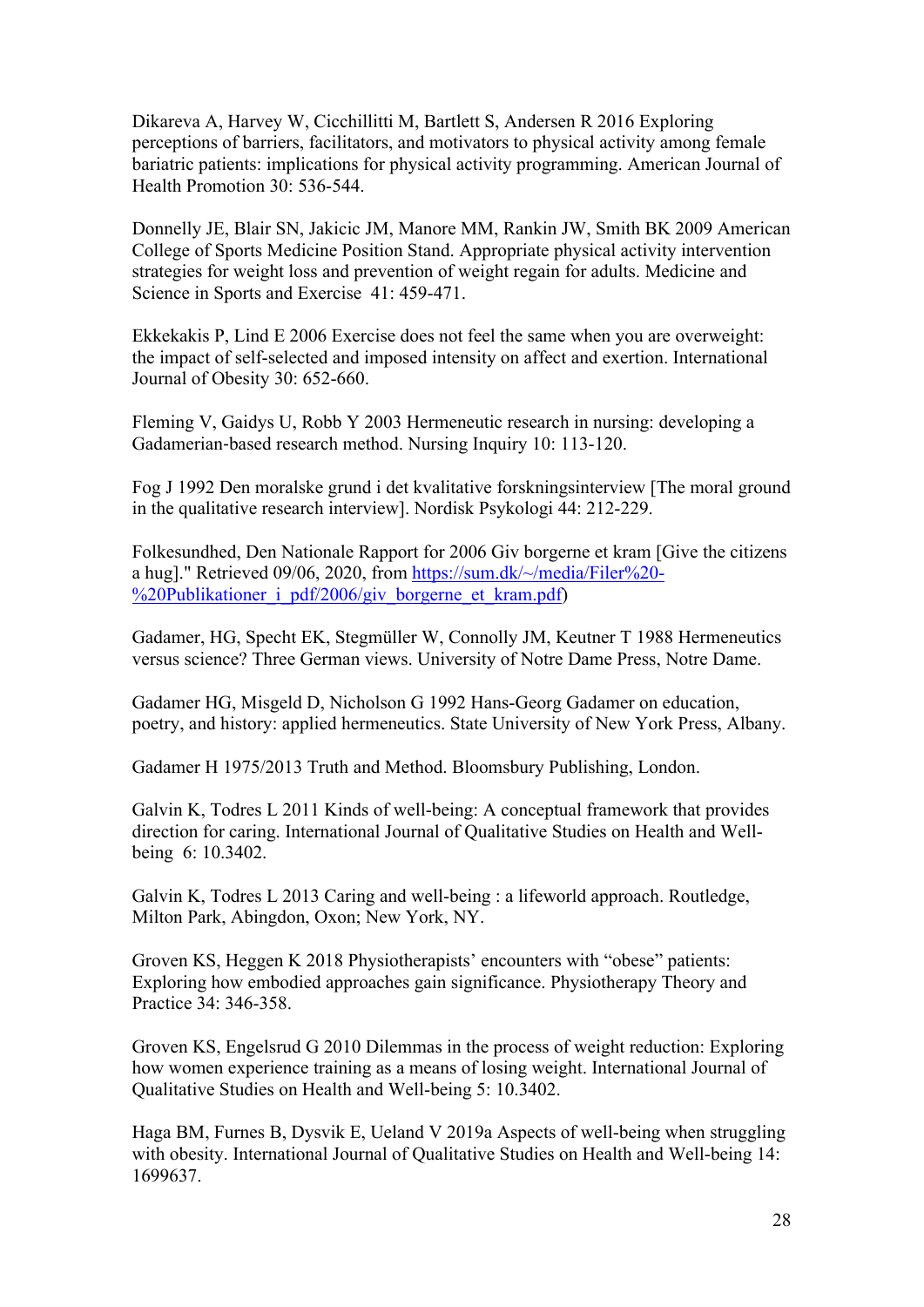Dikareva A, Harvey W, Cicchillitti M, Bartlett S, Andersen R 2016 Exploring perceptions of barriers, facilitators, and motivators to physical activity among female bariatric patients: implications for physical activity programming. American Journal of Health Promotion 30: 536-544.

Donnelly JE, Blair SN, Jakicic JM, Manore MM, Rankin JW, Smith BK 2009 American College of Sports Medicine Position Stand. Appropriate physical activity intervention strategies for weight loss and prevention of weight regain for adults. Medicine and Science in Sports and Exercise 41: 459-471.

Ekkekakis P, Lind E 2006 Exercise does not feel the same when you are overweight: the impact of self-selected and imposed intensity on affect and exertion. International Journal of Obesity 30: 652-660.

Fleming V, Gaidys U, Robb Y 2003 Hermeneutic research in nursing: developing a Gadamerian-based research method. Nursing Inquiry 10: 113-120.

Fog J 1992 Den moralske grund i det kvalitative forskningsinterview [The moral ground in the qualitative research interview]. Nordisk Psykologi 44: 212-229.

Folkesundhed, Den Nationale Rapport for 2006 Giv borgerne et kram [Give the citizens a hug]." Retrieved 09/06, 2020, from https://sum.dk/~/media/Filer%20-%20Publikationer_i_pdf/2006/giv_borgerne_et_kram.pdf)

Gadamer, HG, Specht EK, Stegmüller W, Connolly JM, Keutner T 1988 Hermeneutics versus science? Three German views. University of Notre Dame Press, Notre Dame.

Gadamer HG, Misgeld D, Nicholson G 1992 Hans-Georg Gadamer on education, poetry, and history: applied hermeneutics. State University of New York Press, Albany.

Gadamer H 1975/2013 Truth and Method. Bloomsbury Publishing, London.

Galvin K, Todres L 2011 Kinds of well-being: A conceptual framework that provides direction for caring. International Journal of Qualitative Studies on Health and Well-being 6: 10.3402.

Galvin K, Todres L 2013 Caring and well-being : a lifeworld approach. Routledge, Milton Park, Abingdon, Oxon; New York, NY.

Groven KS, Heggen K 2018 Physiotherapists' encounters with "obese" patients: Exploring how embodied approaches gain significance. Physiotherapy Theory and Practice 34: 346-358.

Groven KS, Engelsrud G 2010 Dilemmas in the process of weight reduction: Exploring how women experience training as a means of losing weight. International Journal of Qualitative Studies on Health and Well-being 5: 10.3402.

Haga BM, Furnes B, Dysvik E, Ueland V 2019a Aspects of well-being when struggling with obesity. International Journal of Qualitative Studies on Health and Well-being 14: 1699637.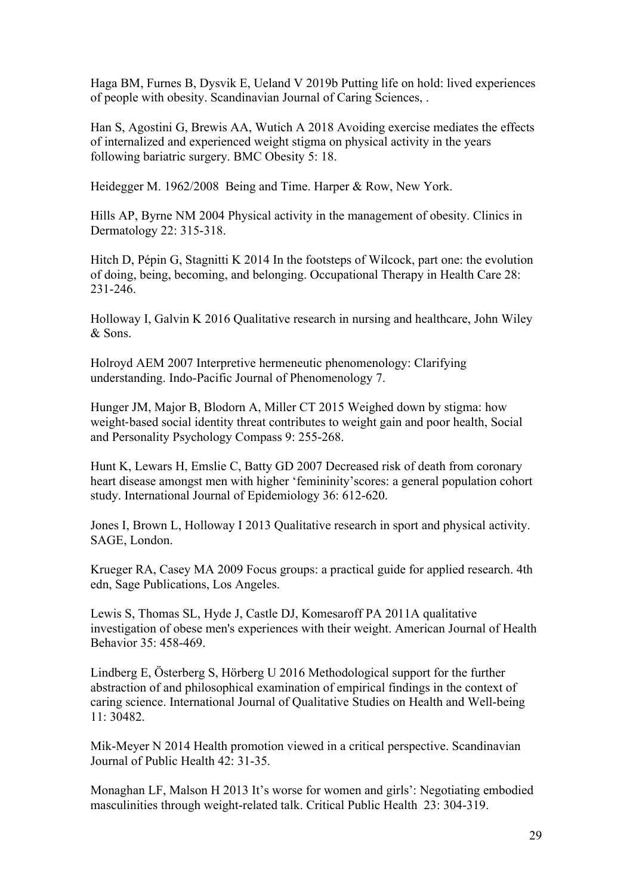Haga BM, Furnes B, Dysvik E, Ueland V 2019b Putting life on hold: lived experiences of people with obesity. Scandinavian Journal of Caring Sciences, .

Han S, Agostini G, Brewis AA, Wutich A 2018 Avoiding exercise mediates the effects of internalized and experienced weight stigma on physical activity in the years following bariatric surgery. BMC Obesity 5: 18.

Heidegger M. 1962/2008 Being and Time. Harper & Row, New York.

Hills AP, Byrne NM 2004 Physical activity in the management of obesity. Clinics in Dermatology 22: 315-318.

Hitch D, Pépin G, Stagnitti K 2014 In the footsteps of Wilcock, part one: the evolution of doing, being, becoming, and belonging. Occupational Therapy in Health Care 28: 231-246.

Holloway I, Galvin K 2016 Qualitative research in nursing and healthcare, John Wiley & Sons.

Holroyd AEM 2007 Interpretive hermeneutic phenomenology: Clarifying understanding. Indo-Pacific Journal of Phenomenology 7.

Hunger JM, Major B, Blodorn A, Miller CT 2015 Weighed down by stigma: how weight-based social identity threat contributes to weight gain and poor health, Social and Personality Psychology Compass 9: 255-268.

Hunt K, Lewars H, Emslie C, Batty GD 2007 Decreased risk of death from coronary heart disease amongst men with higher 'femininity'scores: a general population cohort study. International Journal of Epidemiology 36: 612-620.

Jones I, Brown L, Holloway I 2013 Qualitative research in sport and physical activity. SAGE, London.

Krueger RA, Casey MA 2009 Focus groups: a practical guide for applied research. 4th edn, Sage Publications, Los Angeles.

Lewis S, Thomas SL, Hyde J, Castle DJ, Komesaroff PA 2011A qualitative investigation of obese men's experiences with their weight. American Journal of Health Behavior 35: 458-469.

Lindberg E, Österberg S, Hörberg U 2016 Methodological support for the further abstraction of and philosophical examination of empirical findings in the context of caring science. International Journal of Qualitative Studies on Health and Well-being 11: 30482.

Mik-Meyer N 2014 Health promotion viewed in a critical perspective. Scandinavian Journal of Public Health 42: 31-35.

Monaghan LF, Malson H 2013 It's worse for women and girls': Negotiating embodied masculinities through weight-related talk. Critical Public Health 23: 304-319.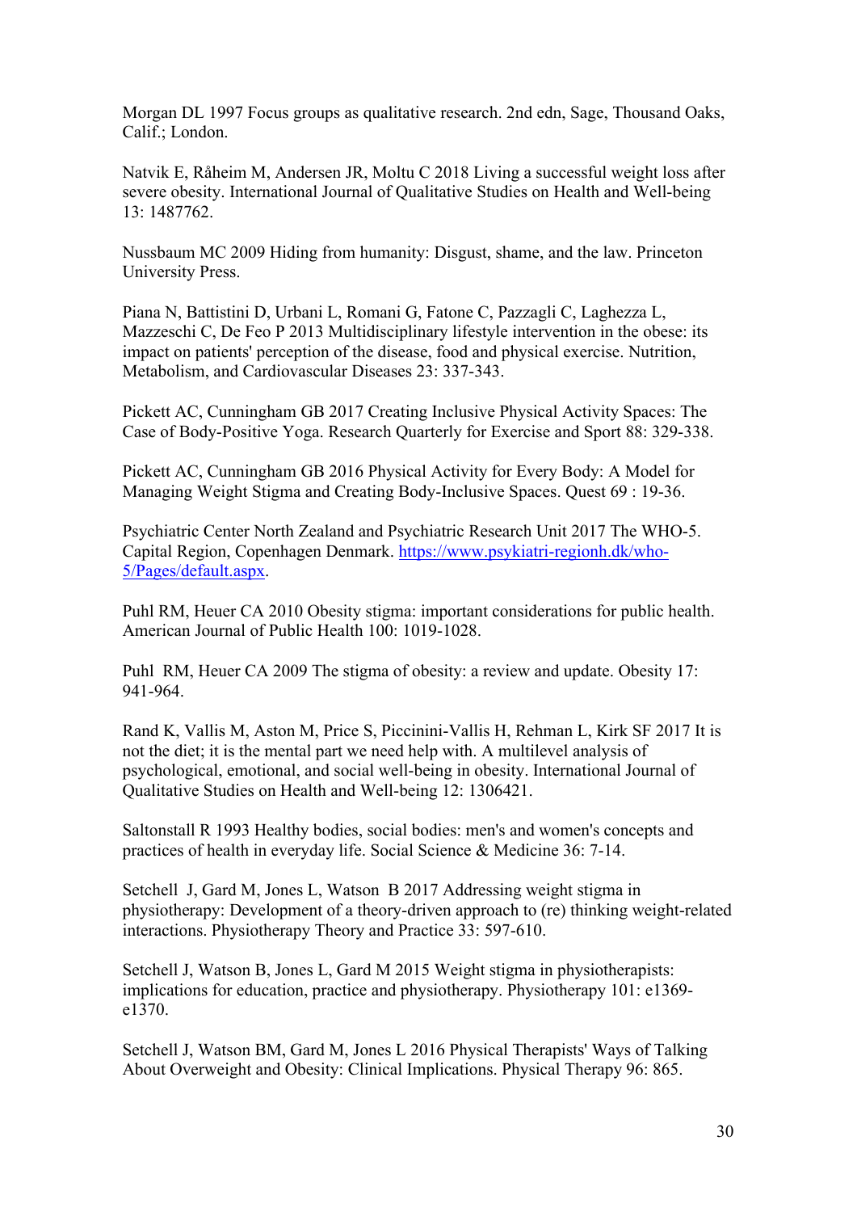Morgan DL 1997 Focus groups as qualitative research. 2nd edn, Sage, Thousand Oaks, Calif.; London.

Natvik E, Råheim M, Andersen JR, Moltu C 2018 Living a successful weight loss after severe obesity. International Journal of Qualitative Studies on Health and Well-being 13: 1487762.

Nussbaum MC 2009 Hiding from humanity: Disgust, shame, and the law. Princeton University Press.

Piana N, Battistini D, Urbani L, Romani G, Fatone C, Pazzagli C, Laghezza L, Mazzeschi C, De Feo P 2013 Multidisciplinary lifestyle intervention in the obese: its impact on patients' perception of the disease, food and physical exercise. Nutrition, Metabolism, and Cardiovascular Diseases 23: 337-343.

Pickett AC, Cunningham GB 2017 Creating Inclusive Physical Activity Spaces: The Case of Body-Positive Yoga. Research Quarterly for Exercise and Sport 88: 329-338.

Pickett AC, Cunningham GB 2016 Physical Activity for Every Body: A Model for Managing Weight Stigma and Creating Body-Inclusive Spaces. Quest 69 : 19-36.

Psychiatric Center North Zealand and Psychiatric Research Unit 2017 The WHO-5. Capital Region, Copenhagen Denmark. [https://www.psykiatri-regionh.dk/who-5/Pages/default.aspx](https://www.psykiatri-regionh.dk/who-5/Pages/default.aspx).

Puhl RM, Heuer CA 2010 Obesity stigma: important considerations for public health. American Journal of Public Health 100: 1019-1028.

Puhl RM, Heuer CA 2009 The stigma of obesity: a review and update. Obesity 17: 941-964.

Rand K, Vallis M, Aston M, Price S, Piccinini-Vallis H, Rehman L, Kirk SF 2017 It is not the diet; it is the mental part we need help with. A multilevel analysis of psychological, emotional, and social well-being in obesity. International Journal of Qualitative Studies on Health and Well-being 12: 1306421.

Saltonstall R 1993 Healthy bodies, social bodies: men's and women's concepts and practices of health in everyday life. Social Science & Medicine 36: 7-14.

Setchell J, Gard M, Jones L, Watson B 2017 Addressing weight stigma in physiotherapy: Development of a theory-driven approach to (re) thinking weight-related interactions. Physiotherapy Theory and Practice 33: 597-610.

Setchell J, Watson B, Jones L, Gard M 2015 Weight stigma in physiotherapists: implications for education, practice and physiotherapy. Physiotherapy 101: e1369-e1370.

Setchell J, Watson BM, Gard M, Jones L 2016 Physical Therapists' Ways of Talking About Overweight and Obesity: Clinical Implications. Physical Therapy 96: 865.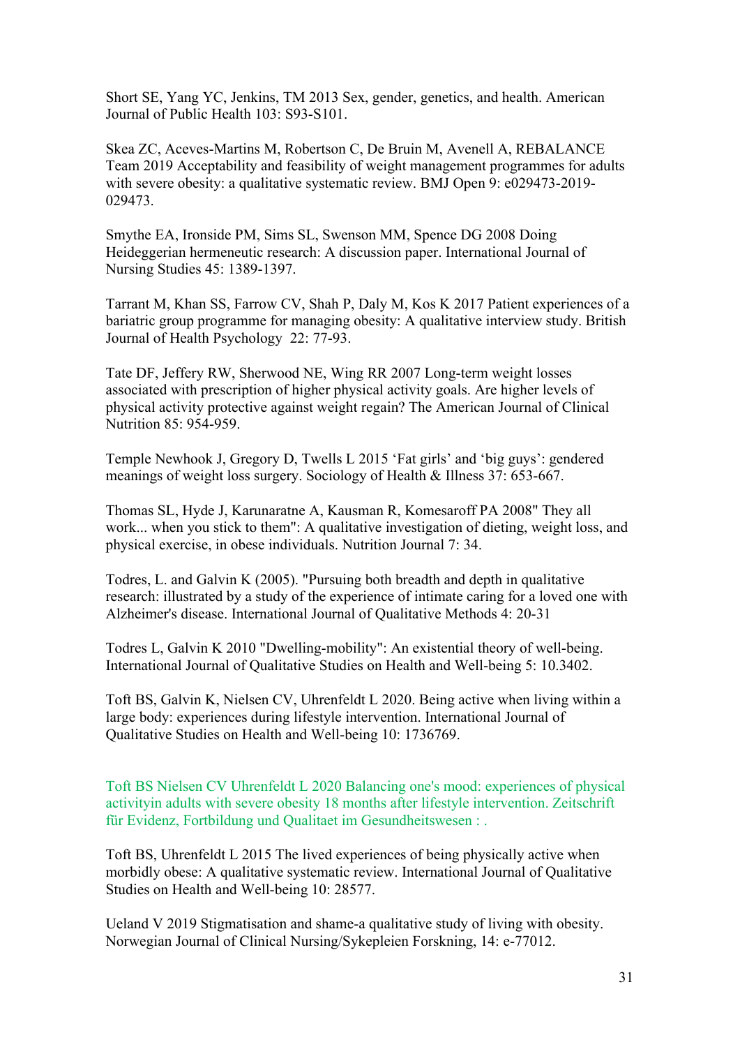Short SE, Yang YC, Jenkins, TM 2013 Sex, gender, genetics, and health. American Journal of Public Health 103: S93-S101.

Skea ZC, Aceves-Martins M, Robertson C, De Bruin M, Avenell A, REBALANCE Team 2019 Acceptability and feasibility of weight management programmes for adults with severe obesity: a qualitative systematic review. BMJ Open 9: e029473-2019-029473.

Smythe EA, Ironside PM, Sims SL, Swenson MM, Spence DG 2008 Doing Heideggerian hermeneutic research: A discussion paper. International Journal of Nursing Studies 45: 1389-1397.

Tarrant M, Khan SS, Farrow CV, Shah P, Daly M, Kos K 2017 Patient experiences of a bariatric group programme for managing obesity: A qualitative interview study. British Journal of Health Psychology 22: 77-93.

Tate DF, Jeffery RW, Sherwood NE, Wing RR 2007 Long-term weight losses associated with prescription of higher physical activity goals. Are higher levels of physical activity protective against weight regain? The American Journal of Clinical Nutrition 85: 954-959.

Temple Newhook J, Gregory D, Twells L 2015 'Fat girls' and 'big guys': gendered meanings of weight loss surgery. Sociology of Health & Illness 37: 653-667.

Thomas SL, Hyde J, Karunaratne A, Kausman R, Komesaroff PA 2008" They all work... when you stick to them": A qualitative investigation of dieting, weight loss, and physical exercise, in obese individuals. Nutrition Journal 7: 34.

Todres, L. and Galvin K (2005). "Pursuing both breadth and depth in qualitative research: illustrated by a study of the experience of intimate caring for a loved one with Alzheimer's disease. International Journal of Qualitative Methods 4: 20-31

Todres L, Galvin K 2010 "Dwelling-mobility": An existential theory of well-being. International Journal of Qualitative Studies on Health and Well-being 5: 10.3402.

Toft BS, Galvin K, Nielsen CV, Uhrenfeldt L 2020. Being active when living within a large body: experiences during lifestyle intervention. International Journal of Qualitative Studies on Health and Well-being 10: 1736769.

Toft BS Nielsen CV Uhrenfeldt L 2020 Balancing one's mood: experiences of physical activityin adults with severe obesity 18 months after lifestyle intervention. Zeitschrift für Evidenz, Fortbildung und Qualitaet im Gesundheitswesen : .

Toft BS, Uhrenfeldt L 2015 The lived experiences of being physically active when morbidly obese: A qualitative systematic review. International Journal of Qualitative Studies on Health and Well-being 10: 28577.

Ueland V 2019 Stigmatisation and shame-a qualitative study of living with obesity. Norwegian Journal of Clinical Nursing/Sykepleien Forskning, 14: e-77012.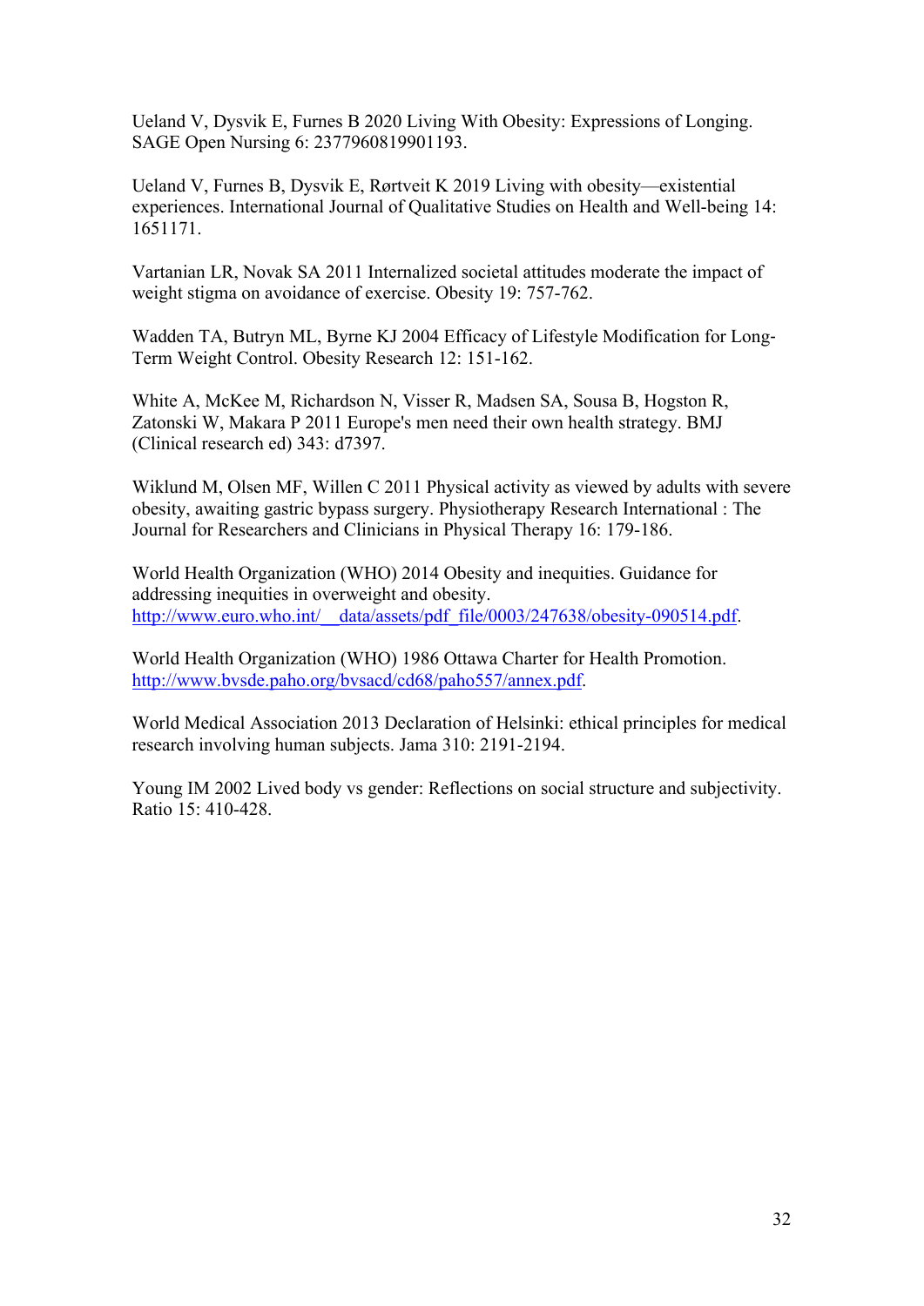Ueland V, Dysvik E, Furnes B 2020 Living With Obesity: Expressions of Longing. SAGE Open Nursing 6: 2377960819901193.

Ueland V, Furnes B, Dysvik E, Rørtveit K 2019 Living with obesity—existential experiences. International Journal of Qualitative Studies on Health and Well-being 14: 1651171.

Vartanian LR, Novak SA 2011 Internalized societal attitudes moderate the impact of weight stigma on avoidance of exercise. Obesity 19: 757-762.

Wadden TA, Butryn ML, Byrne KJ 2004 Efficacy of Lifestyle Modification for Long-Term Weight Control. Obesity Research 12: 151-162.

White A, McKee M, Richardson N, Visser R, Madsen SA, Sousa B, Hogston R, Zatonski W, Makara P 2011 Europe's men need their own health strategy. BMJ (Clinical research ed) 343: d7397.

Wiklund M, Olsen MF, Willen C 2011 Physical activity as viewed by adults with severe obesity, awaiting gastric bypass surgery. Physiotherapy Research International : The Journal for Researchers and Clinicians in Physical Therapy 16: 179-186.

World Health Organization (WHO) 2014 Obesity and inequities. Guidance for addressing inequities in overweight and obesity. http://www.euro.who.int/__data/assets/pdf_file/0003/247638/obesity-090514.pdf.

World Health Organization (WHO) 1986 Ottawa Charter for Health Promotion. http://www.bvsde.paho.org/bvsacd/cd68/paho557/annex.pdf.

World Medical Association 2013 Declaration of Helsinki: ethical principles for medical research involving human subjects. Jama 310: 2191-2194.

Young IM 2002 Lived body vs gender: Reflections on social structure and subjectivity. Ratio 15: 410-428.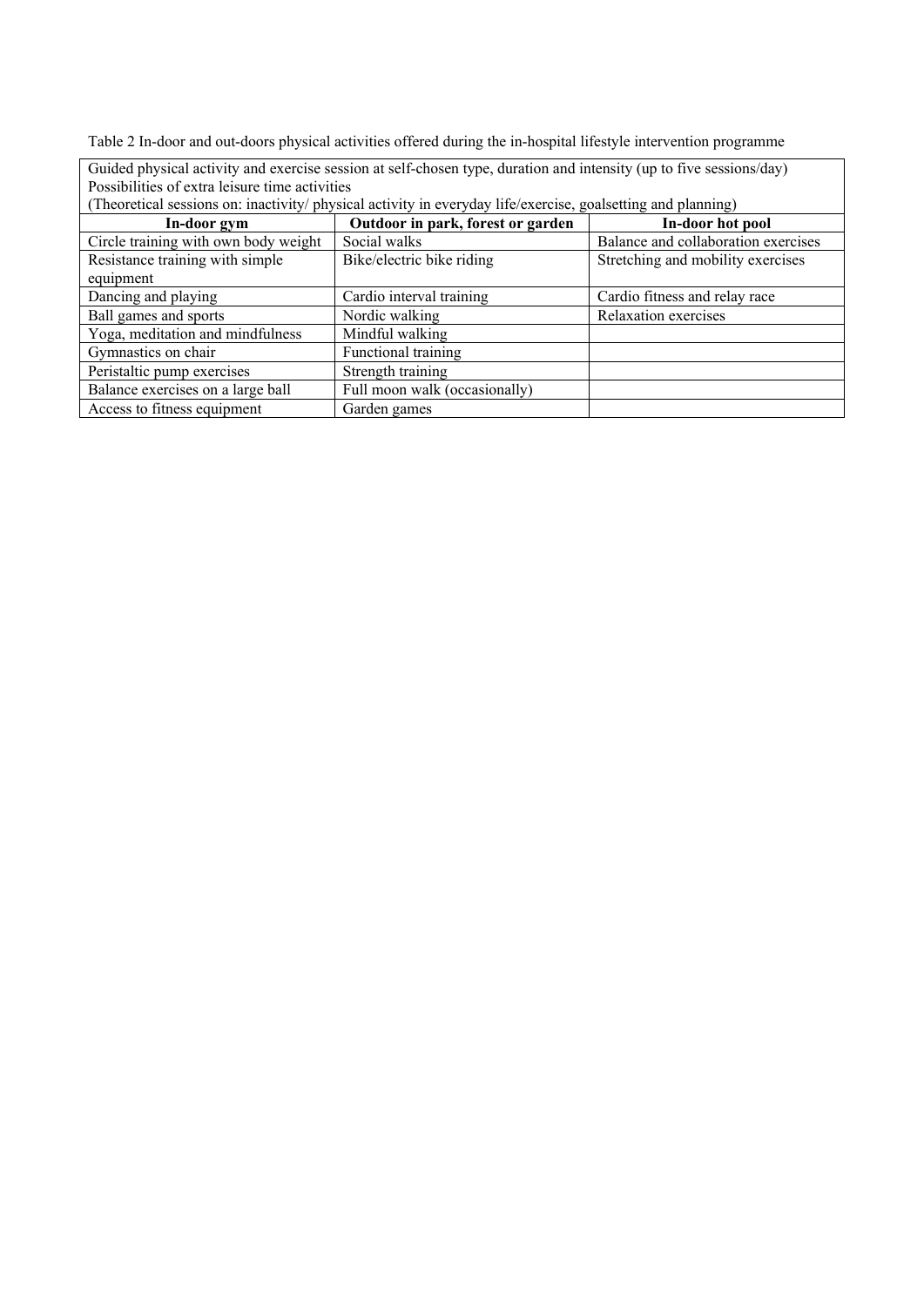Table 2 In-door and out-doors physical activities offered during the in-hospital lifestyle intervention programme

| Guided physical activity and exercise session at self-chosen type, duration and intensity (up to five sessions/day) Possibilities of extra leisure time activities (Theoretical sessions on: inactivity/ physical activity in everyday life/exercise, goalsetting and planning) | | |
|---|---|---|
| **In-door gym** | **Outdoor in park, forest or garden** | **In-door hot pool** |
| Circle training with own body weight | Social walks | Balance and collaboration exercises |
| Resistance training with simple equipment | Bike/electric bike riding | Stretching and mobility exercises |
| Dancing and playing | Cardio interval training | Cardio fitness and relay race |
| Ball games and sports | Nordic walking | Relaxation exercises |
| Yoga, meditation and mindfulness | Mindful walking | |
| Gymnastics on chair | Functional training | |
| Peristaltic pump exercises | Strength training | |
| Balance exercises on a large ball | Full moon walk (occasionally) | |
| Access to fitness equipment | Garden games | |